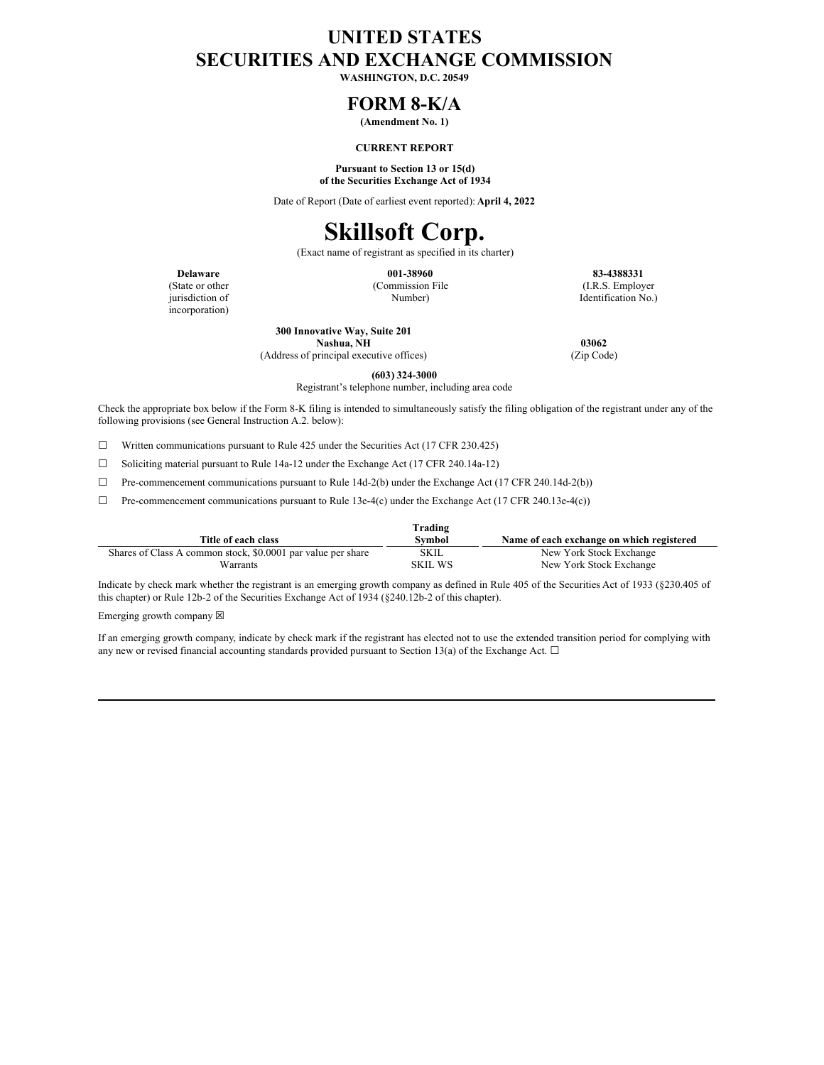# UNITED STATES
# SECURITIES AND EXCHANGE COMMISSION

**WASHINGTON, D.C. 20549**

## FORM 8-K/A

**(Amendment No. 1)**

**CURRENT REPORT**

**Pursuant to Section 13 or 15(d)**
**of the Securities Exchange Act of 1934**

Date of Report (Date of earliest event reported): **April 4, 2022**

# Skillsoft Corp.

(Exact name of registrant as specified in its charter)

| **Delaware** | **001-38960** | **83-4388331** |
|---|---|---|
| (State or other jurisdiction of incorporation) | (Commission File Number) | (I.R.S. Employer Identification No.) |

| **300 Innovative Way, Suite 201**<br>**Nashua, NH** | **03062** |
|---|---|
| (Address of principal executive offices) | (Zip Code) |

**(603) 324-3000**
Registrant's telephone number, including area code

Check the appropriate box below if the Form 8-K filing is intended to simultaneously satisfy the filing obligation of the registrant under any of the following provisions (see General Instruction A.2. below):

☐ Written communications pursuant to Rule 425 under the Securities Act (17 CFR 230.425)

☐ Soliciting material pursuant to Rule 14a-12 under the Exchange Act (17 CFR 240.14a-12)

☐ Pre-commencement communications pursuant to Rule 14d-2(b) under the Exchange Act (17 CFR 240.14d-2(b))

☐ Pre-commencement communications pursuant to Rule 13e-4(c) under the Exchange Act (17 CFR 240.13e-4(c))

| Title of each class | Trading Symbol | Name of each exchange on which registered |
|---|---|---|
| Shares of Class A common stock, $0.0001 par value per share | SKIL | New York Stock Exchange |
| Warrants | SKIL WS | New York Stock Exchange |

Indicate by check mark whether the registrant is an emerging growth company as defined in Rule 405 of the Securities Act of 1933 (§230.405 of this chapter) or Rule 12b-2 of the Securities Exchange Act of 1934 (§240.12b-2 of this chapter).

Emerging growth company ☒

If an emerging growth company, indicate by check mark if the registrant has elected not to use the extended transition period for complying with any new or revised financial accounting standards provided pursuant to Section 13(a) of the Exchange Act. ☐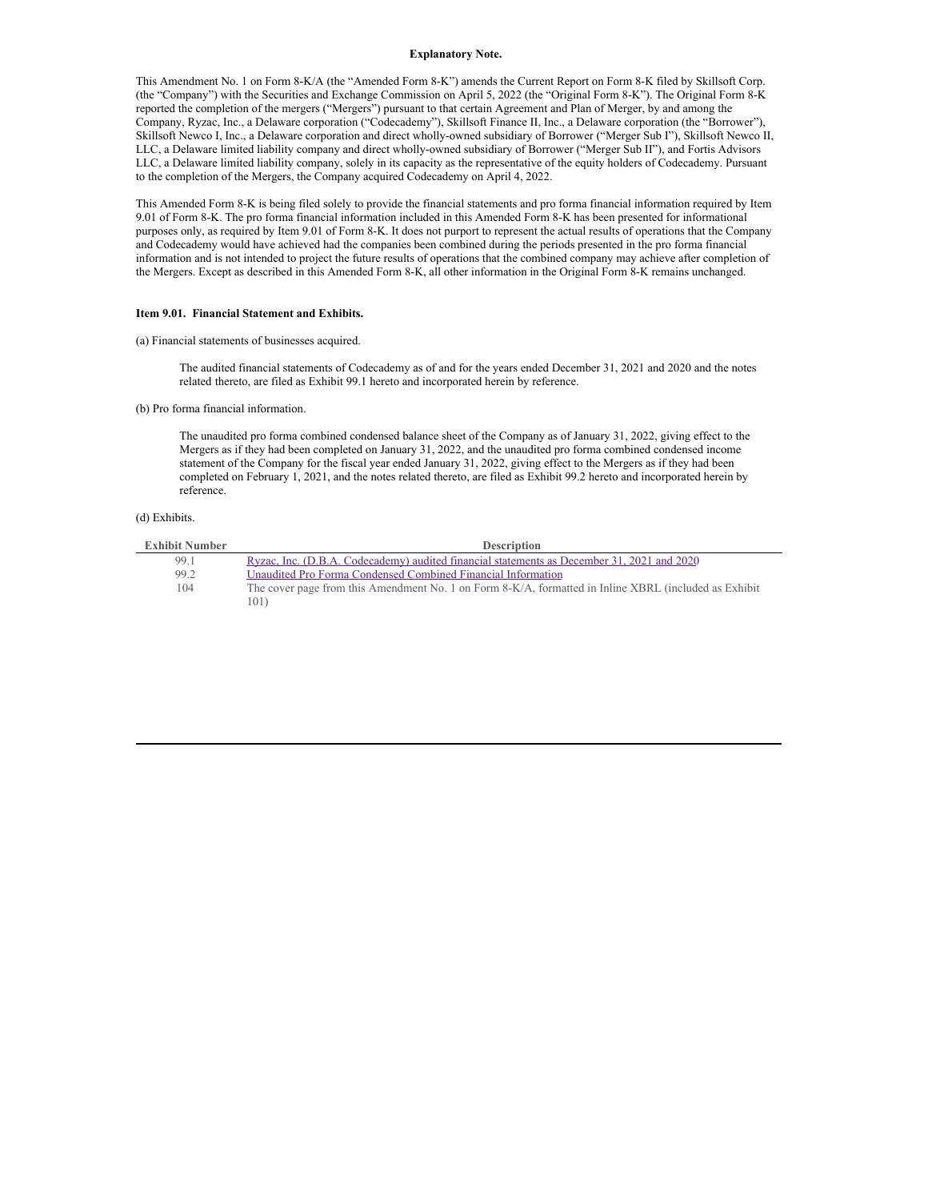**Explanatory Note.**

This Amendment No. 1 on Form 8-K/A (the "Amended Form 8-K") amends the Current Report on Form 8-K filed by Skillsoft Corp. (the "Company") with the Securities and Exchange Commission on April 5, 2022 (the "Original Form 8-K"). The Original Form 8-K reported the completion of the mergers ("Mergers") pursuant to that certain Agreement and Plan of Merger, by and among the Company, Ryzac, Inc., a Delaware corporation ("Codecademy"), Skillsoft Finance II, Inc., a Delaware corporation (the "Borrower"), Skillsoft Newco I, Inc., a Delaware corporation and direct wholly-owned subsidiary of Borrower ("Merger Sub I"), Skillsoft Newco II, LLC, a Delaware limited liability company and direct wholly-owned subsidiary of Borrower ("Merger Sub II"), and Fortis Advisors LLC, a Delaware limited liability company, solely in its capacity as the representative of the equity holders of Codecademy. Pursuant to the completion of the Mergers, the Company acquired Codecademy on April 4, 2022.

This Amended Form 8-K is being filed solely to provide the financial statements and pro forma financial information required by Item 9.01 of Form 8-K. The pro forma financial information included in this Amended Form 8-K has been presented for informational purposes only, as required by Item 9.01 of Form 8-K. It does not purport to represent the actual results of operations that the Company and Codecademy would have achieved had the companies been combined during the periods presented in the pro forma financial information and is not intended to project the future results of operations that the combined company may achieve after completion of the Mergers. Except as described in this Amended Form 8-K, all other information in the Original Form 8-K remains unchanged.

**Item 9.01. Financial Statement and Exhibits.**

(a) Financial statements of businesses acquired.

The audited financial statements of Codecademy as of and for the years ended December 31, 2021 and 2020 and the notes related thereto, are filed as Exhibit 99.1 hereto and incorporated herein by reference.

(b) Pro forma financial information.

The unaudited pro forma combined condensed balance sheet of the Company as of January 31, 2022, giving effect to the Mergers as if they had been completed on January 31, 2022, and the unaudited pro forma combined condensed income statement of the Company for the fiscal year ended January 31, 2022, giving effect to the Mergers as if they had been completed on February 1, 2021, and the notes related thereto, are filed as Exhibit 99.2 hereto and incorporated herein by reference.

(d) Exhibits.

| Exhibit Number | Description |
|---|---|
| 99.1 | Ryzac, Inc. (D.B.A. Codecademy) audited financial statements as December 31, 2021 and 2020 |
| 99.2 | Unaudited Pro Forma Condensed Combined Financial Information |
| 104 | The cover page from this Amendment No. 1 on Form 8-K/A, formatted in Inline XBRL (included as Exhibit 101) |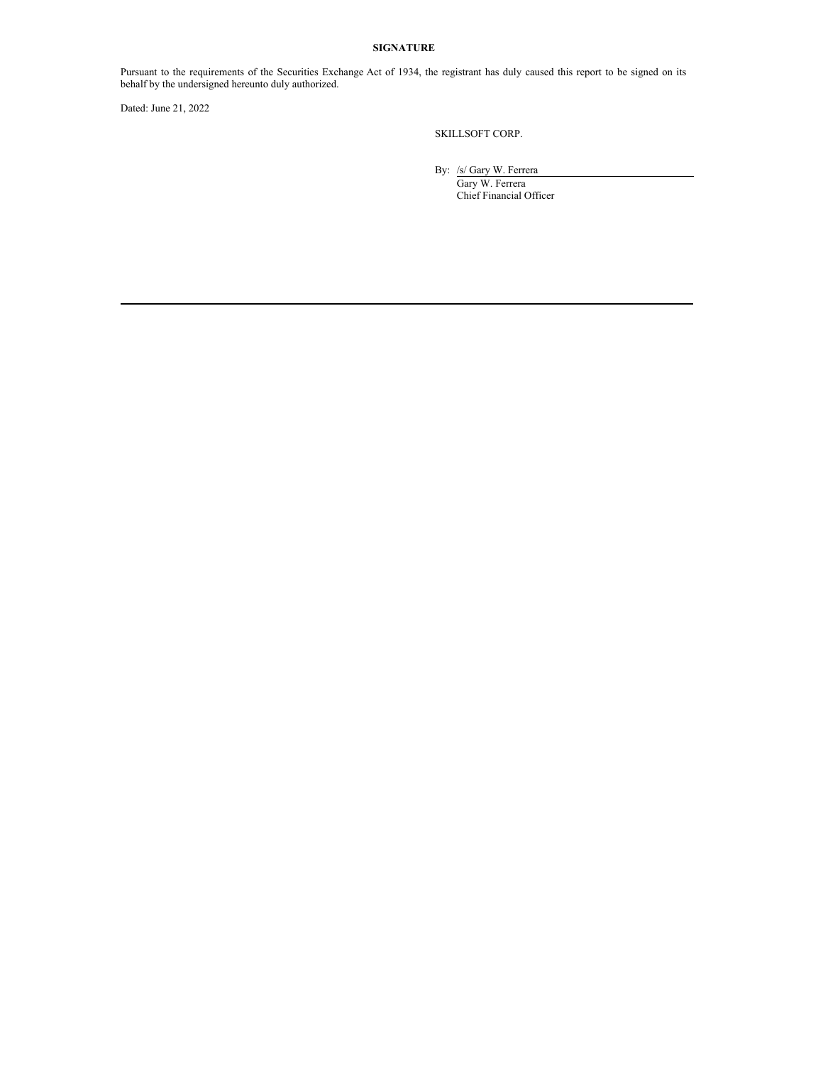**SIGNATURE**

Pursuant to the requirements of the Securities Exchange Act of 1934, the registrant has duly caused this report to be signed on its behalf by the undersigned hereunto duly authorized.

Dated: June 21, 2022

SKILLSOFT CORP.

By: /s/ Gary W. Ferrera
Gary W. Ferrera
Chief Financial Officer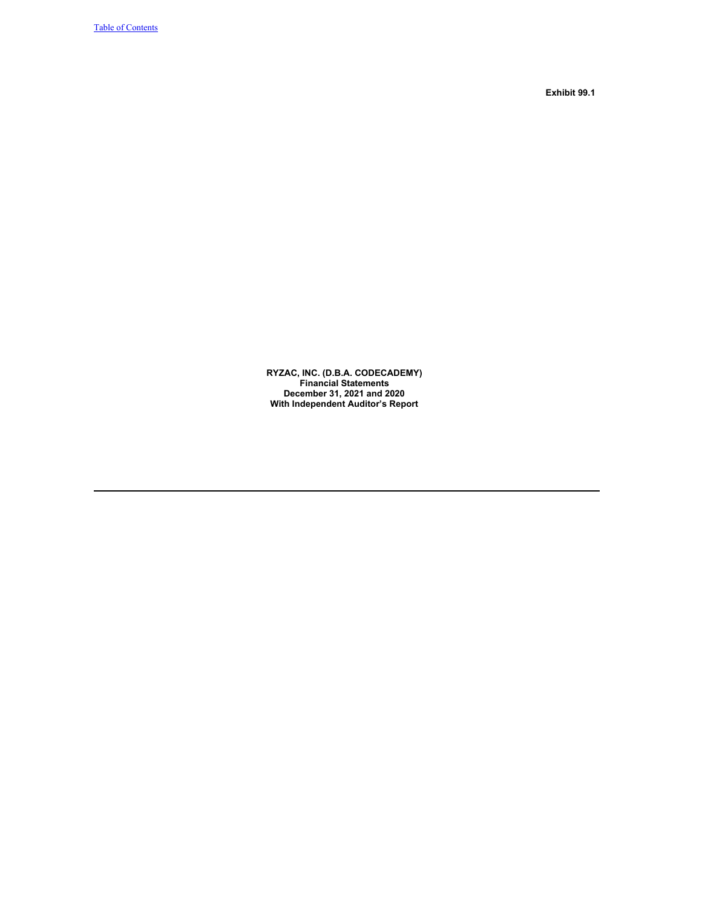Exhibit 99.1

**RYZAC, INC. (D.B.A. CODECADEMY)**
**Financial Statements**
**December 31, 2021 and 2020**
**With Independent Auditor's Report**

---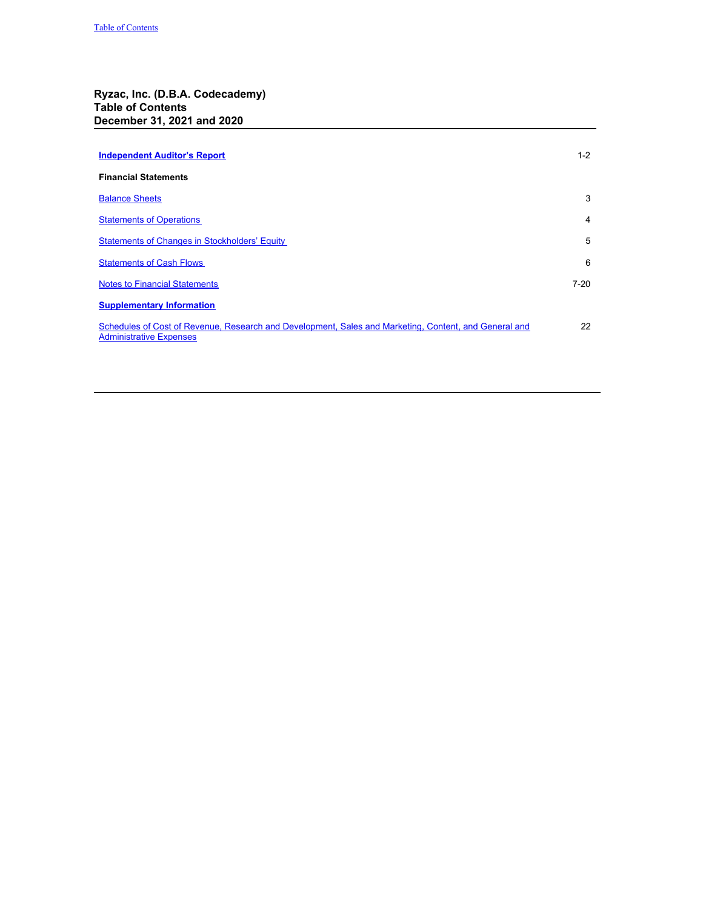# Ryzac, Inc. (D.B.A. Codecademy)
# Table of Contents
# December 31, 2021 and 2020

| | |
|---|---|
| **Independent Auditor's Report** | 1-2 |
| **Financial Statements** | |
| Balance Sheets | 3 |
| Statements of Operations | 4 |
| Statements of Changes in Stockholders' Equity | 5 |
| Statements of Cash Flows | 6 |
| Notes to Financial Statements | 7-20 |
| **Supplementary Information** | |
| Schedules of Cost of Revenue, Research and Development, Sales and Marketing, Content, and General and Administrative Expenses | 22 |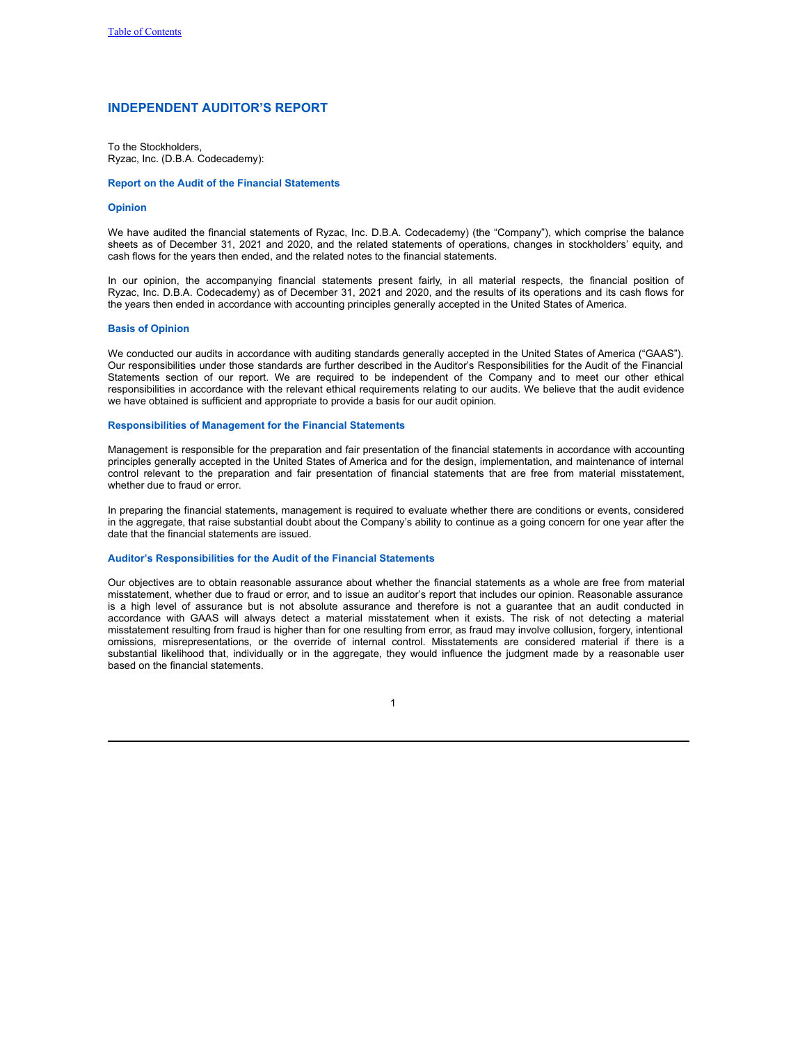# INDEPENDENT AUDITOR'S REPORT

To the Stockholders,
Ryzac, Inc. (D.B.A. Codecademy):

### Report on the Audit of the Financial Statements

### Opinion

We have audited the financial statements of Ryzac, Inc. D.B.A. Codecademy) (the "Company"), which comprise the balance sheets as of December 31, 2021 and 2020, and the related statements of operations, changes in stockholders' equity, and cash flows for the years then ended, and the related notes to the financial statements.

In our opinion, the accompanying financial statements present fairly, in all material respects, the financial position of Ryzac, Inc. D.B.A. Codecademy) as of December 31, 2021 and 2020, and the results of its operations and its cash flows for the years then ended in accordance with accounting principles generally accepted in the United States of America.

### Basis of Opinion

We conducted our audits in accordance with auditing standards generally accepted in the United States of America ("GAAS"). Our responsibilities under those standards are further described in the Auditor's Responsibilities for the Audit of the Financial Statements section of our report. We are required to be independent of the Company and to meet our other ethical responsibilities in accordance with the relevant ethical requirements relating to our audits. We believe that the audit evidence we have obtained is sufficient and appropriate to provide a basis for our audit opinion.

### Responsibilities of Management for the Financial Statements

Management is responsible for the preparation and fair presentation of the financial statements in accordance with accounting principles generally accepted in the United States of America and for the design, implementation, and maintenance of internal control relevant to the preparation and fair presentation of financial statements that are free from material misstatement, whether due to fraud or error.

In preparing the financial statements, management is required to evaluate whether there are conditions or events, considered in the aggregate, that raise substantial doubt about the Company's ability to continue as a going concern for one year after the date that the financial statements are issued.

### Auditor's Responsibilities for the Audit of the Financial Statements

Our objectives are to obtain reasonable assurance about whether the financial statements as a whole are free from material misstatement, whether due to fraud or error, and to issue an auditor's report that includes our opinion. Reasonable assurance is a high level of assurance but is not absolute assurance and therefore is not a guarantee that an audit conducted in accordance with GAAS will always detect a material misstatement when it exists. The risk of not detecting a material misstatement resulting from fraud is higher than for one resulting from error, as fraud may involve collusion, forgery, intentional omissions, misrepresentations, or the override of internal control. Misstatements are considered material if there is a substantial likelihood that, individually or in the aggregate, they would influence the judgment made by a reasonable user based on the financial statements.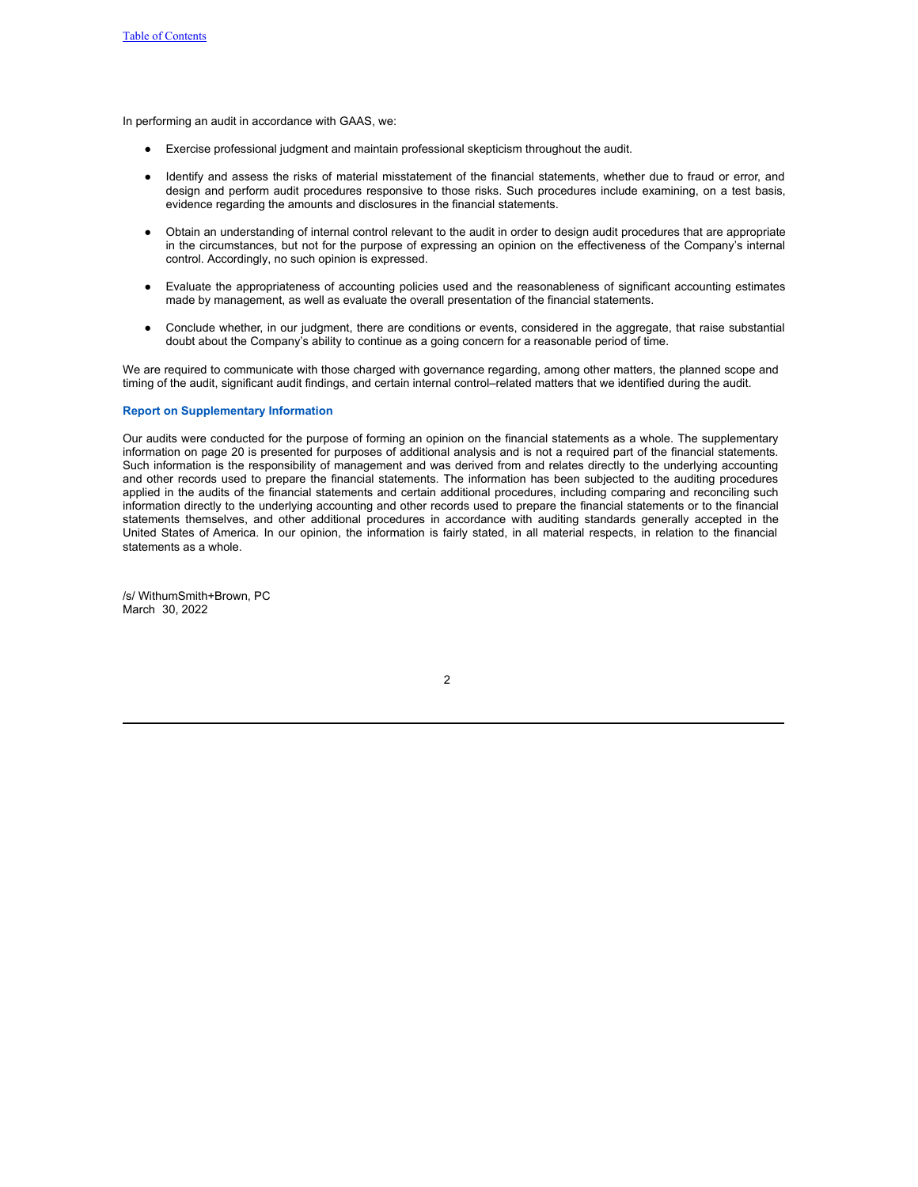In performing an audit in accordance with GAAS, we:

- Exercise professional judgment and maintain professional skepticism throughout the audit.
- Identify and assess the risks of material misstatement of the financial statements, whether due to fraud or error, and design and perform audit procedures responsive to those risks. Such procedures include examining, on a test basis, evidence regarding the amounts and disclosures in the financial statements.
- Obtain an understanding of internal control relevant to the audit in order to design audit procedures that are appropriate in the circumstances, but not for the purpose of expressing an opinion on the effectiveness of the Company's internal control. Accordingly, no such opinion is expressed.
- Evaluate the appropriateness of accounting policies used and the reasonableness of significant accounting estimates made by management, as well as evaluate the overall presentation of the financial statements.
- Conclude whether, in our judgment, there are conditions or events, considered in the aggregate, that raise substantial doubt about the Company's ability to continue as a going concern for a reasonable period of time.

We are required to communicate with those charged with governance regarding, among other matters, the planned scope and timing of the audit, significant audit findings, and certain internal control–related matters that we identified during the audit.

**Report on Supplementary Information**

Our audits were conducted for the purpose of forming an opinion on the financial statements as a whole. The supplementary information on page 20 is presented for purposes of additional analysis and is not a required part of the financial statements. Such information is the responsibility of management and was derived from and relates directly to the underlying accounting and other records used to prepare the financial statements. The information has been subjected to the auditing procedures applied in the audits of the financial statements and certain additional procedures, including comparing and reconciling such information directly to the underlying accounting and other records used to prepare the financial statements or to the financial statements themselves, and other additional procedures in accordance with auditing standards generally accepted in the United States of America. In our opinion, the information is fairly stated, in all material respects, in relation to the financial statements as a whole.

/s/ WithumSmith+Brown, PC
March 30, 2022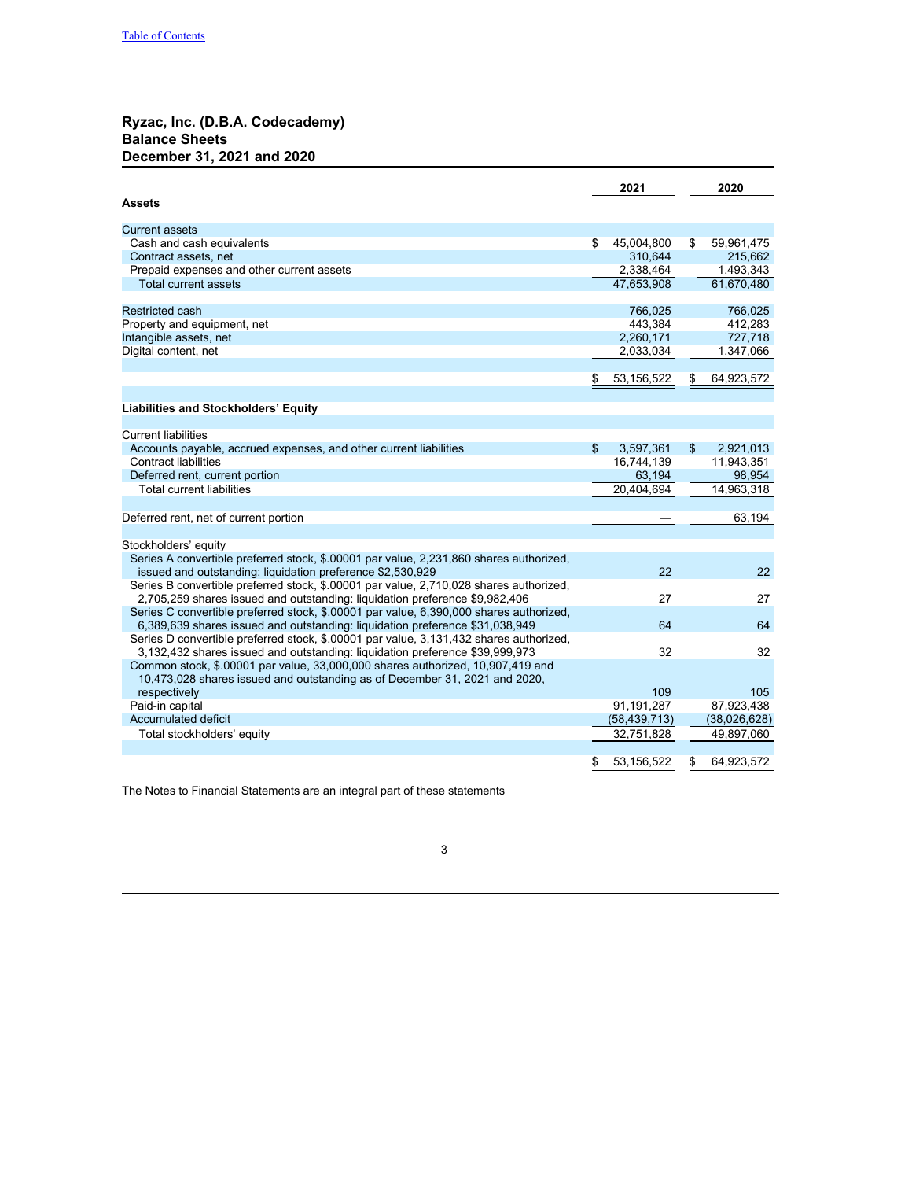[Table of Contents](#)

**Ryzac, Inc. (D.B.A. Codecademy)**
**Balance Sheets**
**December 31, 2021 and 2020**

| | 2021 | 2020 |
|---|---|---|
| **Assets** | | |
| Current assets | | |
| Cash and cash equivalents | $ 45,004,800 | $ 59,961,475 |
| Contract assets, net | 310,644 | 215,662 |
| Prepaid expenses and other current assets | 2,338,464 | 1,493,343 |
| Total current assets | 47,653,908 | 61,670,480 |
| Restricted cash | 766,025 | 766,025 |
| Property and equipment, net | 443,384 | 412,283 |
| Intangible assets, net | 2,260,171 | 727,718 |
| Digital content, net | 2,033,034 | 1,347,066 |
| | $ 53,156,522 | $ 64,923,572 |
| **Liabilities and Stockholders' Equity** | | |
| Current liabilities | | |
| Accounts payable, accrued expenses, and other current liabilities | $ 3,597,361 | $ 2,921,013 |
| Contract liabilities | 16,744,139 | 11,943,351 |
| Deferred rent, current portion | 63,194 | 98,954 |
| Total current liabilities | 20,404,694 | 14,963,318 |
| Deferred rent, net of current portion | — | 63,194 |
| Stockholders' equity | | |
| Series A convertible preferred stock, $.00001 par value, 2,231,860 shares authorized, issued and outstanding; liquidation preference $2,530,929 | 22 | 22 |
| Series B convertible preferred stock, $.00001 par value, 2,710,028 shares authorized, 2,705,259 shares issued and outstanding: liquidation preference $9,982,406 | 27 | 27 |
| Series C convertible preferred stock, $.00001 par value, 6,390,000 shares authorized, 6,389,639 shares issued and outstanding: liquidation preference $31,038,949 | 64 | 64 |
| Series D convertible preferred stock, $.00001 par value, 3,131,432 shares authorized, 3,132,432 shares issued and outstanding: liquidation preference $39,999,973 | 32 | 32 |
| Common stock, $.00001 par value, 33,000,000 shares authorized, 10,907,419 and 10,473,028 shares issued and outstanding as of December 31, 2021 and 2020, respectively | 109 | 105 |
| Paid-in capital | 91,191,287 | 87,923,438 |
| Accumulated deficit | (58,439,713) | (38,026,628) |
| Total stockholders' equity | 32,751,828 | 49,897,060 |
| | $ 53,156,522 | $ 64,923,572 |

The Notes to Financial Statements are an integral part of these statements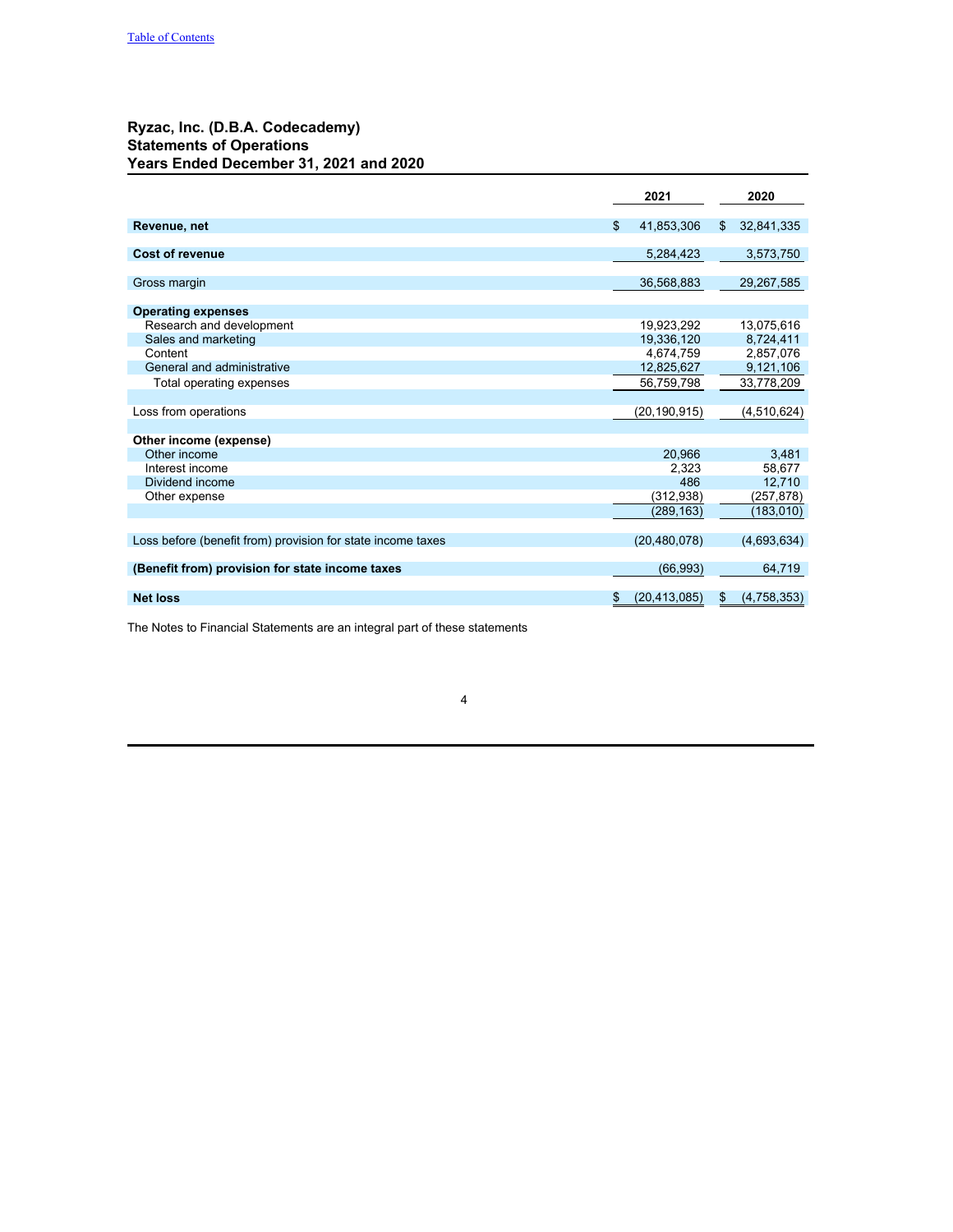[Table of Contents]

### Ryzac, Inc. (D.B.A. Codecademy)
### Statements of Operations
### Years Ended December 31, 2021 and 2020

| | 2021 | 2020 |
|---|---|---|
| **Revenue, net** | $ 41,853,306 | $ 32,841,335 |
| **Cost of revenue** | 5,284,423 | 3,573,750 |
| Gross margin | 36,568,883 | 29,267,585 |
| **Operating expenses** | | |
| Research and development | 19,923,292 | 13,075,616 |
| Sales and marketing | 19,336,120 | 8,724,411 |
| Content | 4,674,759 | 2,857,076 |
| General and administrative | 12,825,627 | 9,121,106 |
| Total operating expenses | 56,759,798 | 33,778,209 |
| Loss from operations | (20,190,915) | (4,510,624) |
| **Other income (expense)** | | |
| Other income | 20,966 | 3,481 |
| Interest income | 2,323 | 58,677 |
| Dividend income | 486 | 12,710 |
| Other expense | (312,938) | (257,878) |
| | (289,163) | (183,010) |
| Loss before (benefit from) provision for state income taxes | (20,480,078) | (4,693,634) |
| **(Benefit from) provision for state income taxes** | (66,993) | 64,719 |
| **Net loss** | $ (20,413,085) | $ (4,758,353) |

The Notes to Financial Statements are an integral part of these statements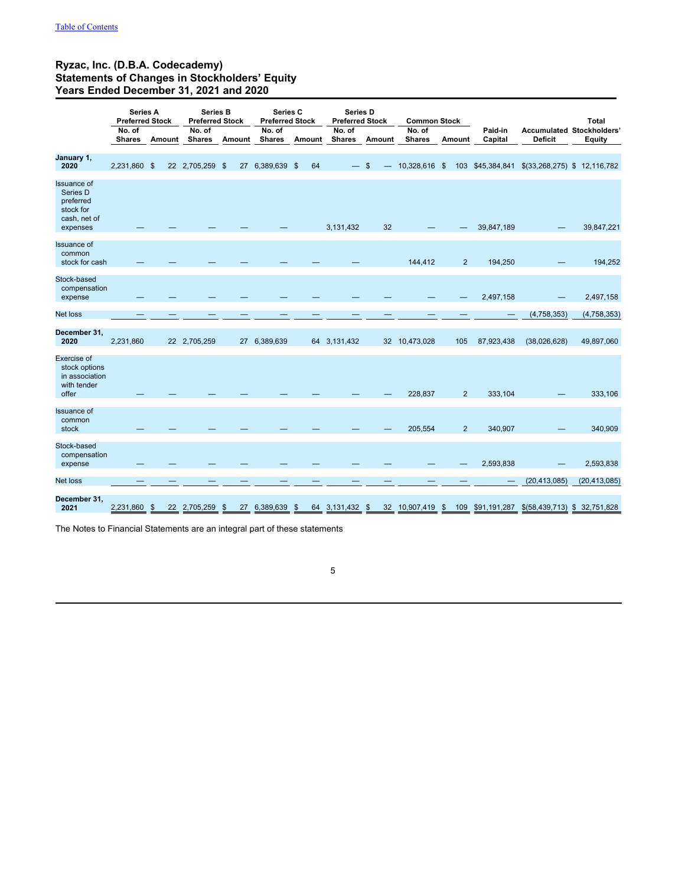# Ryzac, Inc. (D.B.A. Codecademy)
## Statements of Changes in Stockholders' Equity
## Years Ended December 31, 2021 and 2020

| | Series A Preferred Stock | | Series B Preferred Stock | | Series C Preferred Stock | | Series D Preferred Stock | | Common Stock | | | | |
|---|---|---|---|---|---|---|---|---|---|---|---|---|---|
| | No. of Shares | Amount | No. of Shares | Amount | No. of Shares | Amount | No. of Shares | Amount | No. of Shares | Amount | Paid-in Capital | Accumulated Deficit | Total Stockholders' Equity |
| **January 1, 2020** | 2,231,860 | $ 22 | 2,705,259 | $ 27 | 6,389,639 | $ 64 | — | $ — | 10,328,616 | $ 103 | $45,384,841 | $(33,268,275) | $ 12,116,782 |
| Issuance of Series D preferred stock for cash, net of expenses | — | — | — | — | — | — | 3,131,432 | 32 | — | — | 39,847,189 | — | 39,847,221 |
| Issuance of common stock for cash | — | — | — | — | — | — | — | | 144,412 | 2 | 194,250 | — | 194,252 |
| Stock-based compensation expense | — | — | — | — | — | — | — | — | — | — | 2,497,158 | — | 2,497,158 |
| Net loss | — | — | — | — | — | — | — | — | — | — | — | (4,758,353) | (4,758,353) |
| **December 31, 2020** | 2,231,860 | 22 | 2,705,259 | 27 | 6,389,639 | 64 | 3,131,432 | 32 | 10,473,028 | 105 | 87,923,438 | (38,026,628) | 49,897,060 |
| Exercise of stock options in association with tender offer | — | — | — | — | — | — | — | — | 228,837 | 2 | 333,104 | — | 333,106 |
| Issuance of common stock | — | — | — | — | — | — | — | — | 205,554 | 2 | 340,907 | — | 340,909 |
| Stock-based compensation expense | — | — | — | — | — | — | — | — | — | — | 2,593,838 | — | 2,593,838 |
| Net loss | — | — | — | — | — | — | — | — | — | — | — | (20,413,085) | (20,413,085) |
| **December 31, 2021** | 2,231,860 | $ 22 | 2,705,259 | $ 27 | 6,389,639 | $ 64 | 3,131,432 | $ 32 | 10,907,419 | $ 109 | $91,191,287 | $(58,439,713) | $ 32,751,828 |

The Notes to Financial Statements are an integral part of these statements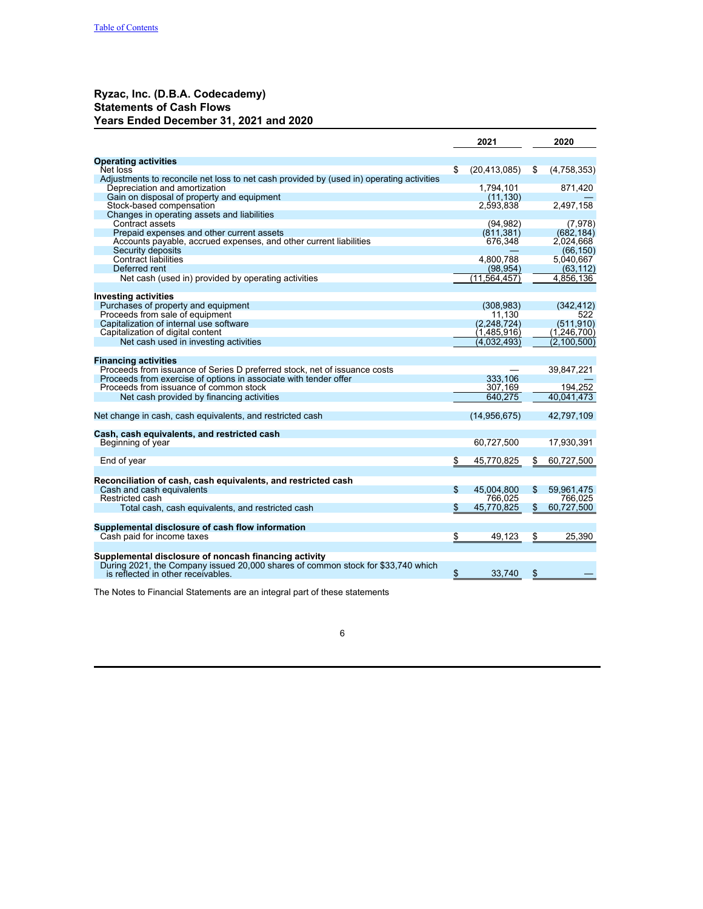Table of Contents

## Ryzac, Inc. (D.B.A. Codecademy)
## Statements of Cash Flows
## Years Ended December 31, 2021 and 2020

| | 2021 | 2020 |
|---|---|---|
| **Operating activities** | | |
| Net loss | $ (20,413,085) | $ (4,758,353) |
| Adjustments to reconcile net loss to net cash provided by (used in) operating activities | | |
| Depreciation and amortization | 1,794,101 | 871,420 |
| Gain on disposal of property and equipment | (11,130) | — |
| Stock-based compensation | 2,593,838 | 2,497,158 |
| Changes in operating assets and liabilities | | |
| Contract assets | (94,982) | (7,978) |
| Prepaid expenses and other current assets | (811,381) | (682,184) |
| Accounts payable, accrued expenses, and other current liabilities | 676,348 | 2,024,668 |
| Security deposits | — | (66,150) |
| Contract liabilities | 4,800,788 | 5,040,667 |
| Deferred rent | (98,954) | (63,112) |
| Net cash (used in) provided by operating activities | (11,564,457) | 4,856,136 |
| **Investing activities** | | |
| Purchases of property and equipment | (308,983) | (342,412) |
| Proceeds from sale of equipment | 11,130 | 522 |
| Capitalization of internal use software | (2,248,724) | (511,910) |
| Capitalization of digital content | (1,485,916) | (1,246,700) |
| Net cash used in investing activities | (4,032,493) | (2,100,500) |
| **Financing activities** | | |
| Proceeds from issuance of Series D preferred stock, net of issuance costs | — | 39,847,221 |
| Proceeds from exercise of options in associate with tender offer | 333,106 | — |
| Proceeds from issuance of common stock | 307,169 | 194,252 |
| Net cash provided by financing activities | 640,275 | 40,041,473 |
| Net change in cash, cash equivalents, and restricted cash | (14,956,675) | 42,797,109 |
| **Cash, cash equivalents, and restricted cash** | | |
| Beginning of year | 60,727,500 | 17,930,391 |
| End of year | $ 45,770,825 | $ 60,727,500 |
| **Reconciliation of cash, cash equivalents, and restricted cash** | | |
| Cash and cash equivalents | $ 45,004,800 | $ 59,961,475 |
| Restricted cash | 766,025 | 766,025 |
| Total cash, cash equivalents, and restricted cash | $ 45,770,825 | $ 60,727,500 |
| **Supplemental disclosure of cash flow information** | | |
| Cash paid for income taxes | $ 49,123 | $ 25,390 |
| **Supplemental disclosure of noncash financing activity** | | |
| During 2021, the Company issued 20,000 shares of common stock for $33,740 which is reflected in other receivables. | $ 33,740 | $ — |

The Notes to Financial Statements are an integral part of these statements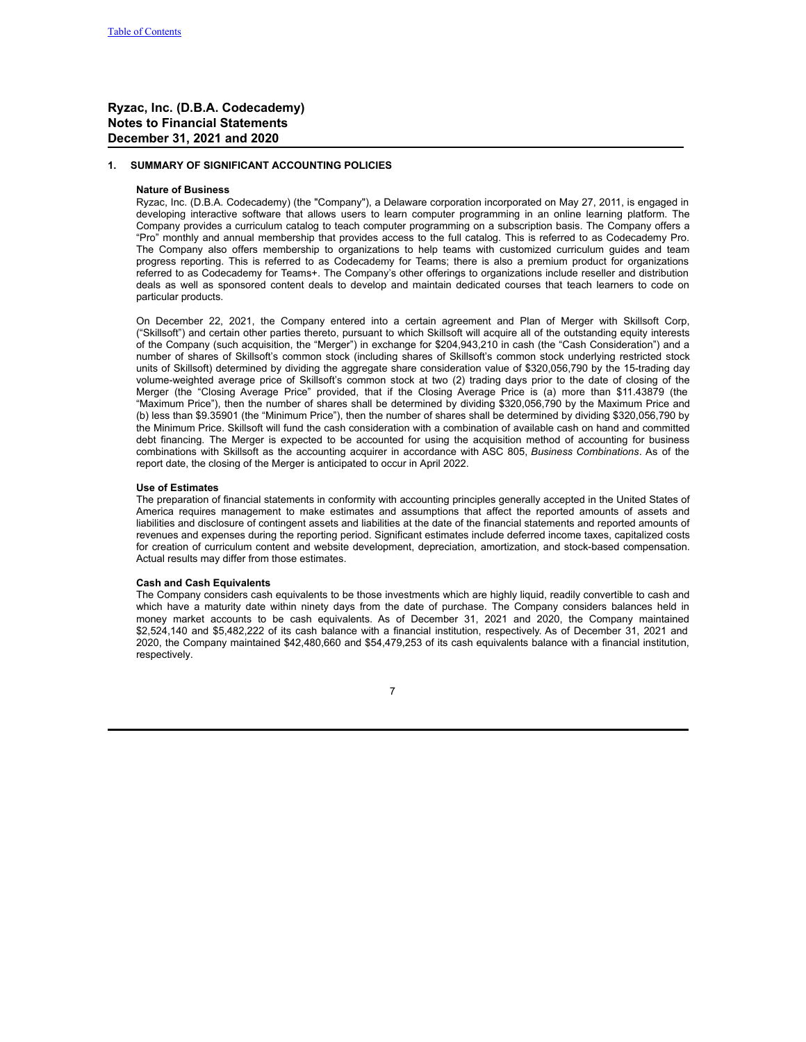# Ryzac, Inc. (D.B.A. Codecademy)
# Notes to Financial Statements
# December 31, 2021 and 2020

## 1. SUMMARY OF SIGNIFICANT ACCOUNTING POLICIES

### Nature of Business

Ryzac, Inc. (D.B.A. Codecademy) (the "Company"), a Delaware corporation incorporated on May 27, 2011, is engaged in developing interactive software that allows users to learn computer programming in an online learning platform. The Company provides a curriculum catalog to teach computer programming on a subscription basis. The Company offers a "Pro" monthly and annual membership that provides access to the full catalog. This is referred to as Codecademy Pro. The Company also offers membership to organizations to help teams with customized curriculum guides and team progress reporting. This is referred to as Codecademy for Teams; there is also a premium product for organizations referred to as Codecademy for Teams+. The Company's other offerings to organizations include reseller and distribution deals as well as sponsored content deals to develop and maintain dedicated courses that teach learners to code on particular products.

On December 22, 2021, the Company entered into a certain agreement and Plan of Merger with Skillsoft Corp, ("Skillsoft") and certain other parties thereto, pursuant to which Skillsoft will acquire all of the outstanding equity interests of the Company (such acquisition, the "Merger") in exchange for $204,943,210 in cash (the "Cash Consideration") and a number of shares of Skillsoft's common stock (including shares of Skillsoft's common stock underlying restricted stock units of Skillsoft) determined by dividing the aggregate share consideration value of $320,056,790 by the 15-trading day volume-weighted average price of Skillsoft's common stock at two (2) trading days prior to the date of closing of the Merger (the "Closing Average Price" provided, that if the Closing Average Price is (a) more than $11.43879 (the "Maximum Price"), then the number of shares shall be determined by dividing $320,056,790 by the Maximum Price and (b) less than $9.35901 (the "Minimum Price"), then the number of shares shall be determined by dividing $320,056,790 by the Minimum Price. Skillsoft will fund the cash consideration with a combination of available cash on hand and committed debt financing. The Merger is expected to be accounted for using the acquisition method of accounting for business combinations with Skillsoft as the accounting acquirer in accordance with ASC 805, *Business Combinations*. As of the report date, the closing of the Merger is anticipated to occur in April 2022.

### Use of Estimates

The preparation of financial statements in conformity with accounting principles generally accepted in the United States of America requires management to make estimates and assumptions that affect the reported amounts of assets and liabilities and disclosure of contingent assets and liabilities at the date of the financial statements and reported amounts of revenues and expenses during the reporting period. Significant estimates include deferred income taxes, capitalized costs for creation of curriculum content and website development, depreciation, amortization, and stock-based compensation. Actual results may differ from those estimates.

### Cash and Cash Equivalents

The Company considers cash equivalents to be those investments which are highly liquid, readily convertible to cash and which have a maturity date within ninety days from the date of purchase. The Company considers balances held in money market accounts to be cash equivalents. As of December 31, 2021 and 2020, the Company maintained $2,524,140 and $5,482,222 of its cash balance with a financial institution, respectively. As of December 31, 2021 and 2020, the Company maintained $42,480,660 and $54,479,253 of its cash equivalents balance with a financial institution, respectively.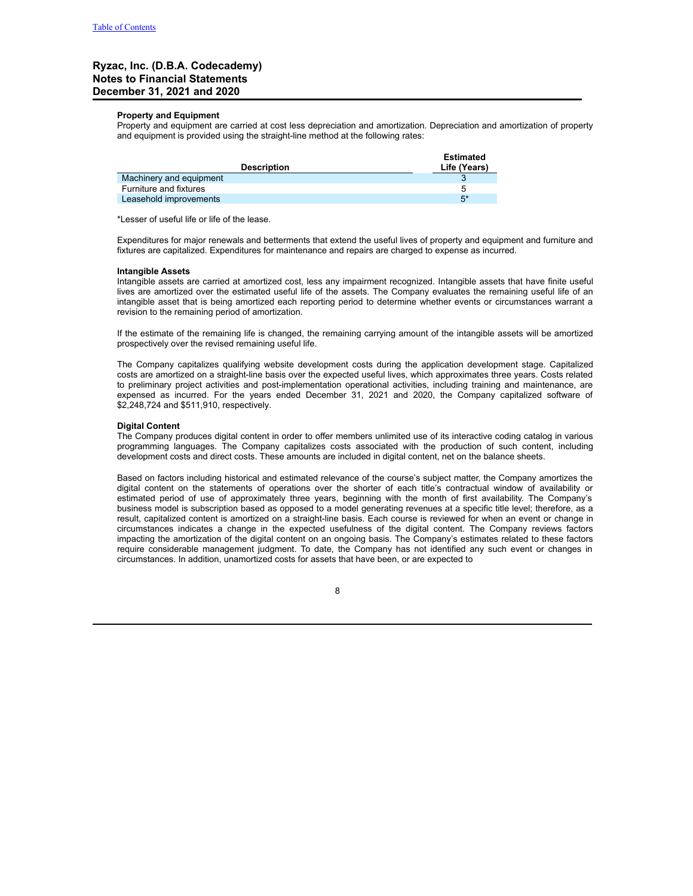#### Property and Equipment

Property and equipment are carried at cost less depreciation and amortization. Depreciation and amortization of property and equipment is provided using the straight-line method at the following rates:

| Description | Estimated Life (Years) |
| --- | --- |
| Machinery and equipment | 3 |
| Furniture and fixtures | 5 |
| Leasehold improvements | 5* |

*Lesser of useful life or life of the lease.

Expenditures for major renewals and betterments that extend the useful lives of property and equipment and furniture and fixtures are capitalized. Expenditures for maintenance and repairs are charged to expense as incurred.

#### Intangible Assets

Intangible assets are carried at amortized cost, less any impairment recognized. Intangible assets that have finite useful lives are amortized over the estimated useful life of the assets. The Company evaluates the remaining useful life of an intangible asset that is being amortized each reporting period to determine whether events or circumstances warrant a revision to the remaining period of amortization.

If the estimate of the remaining life is changed, the remaining carrying amount of the intangible assets will be amortized prospectively over the revised remaining useful life.

The Company capitalizes qualifying website development costs during the application development stage. Capitalized costs are amortized on a straight-line basis over the expected useful lives, which approximates three years. Costs related to preliminary project activities and post-implementation operational activities, including training and maintenance, are expensed as incurred. For the years ended December 31, 2021 and 2020, the Company capitalized software of $2,248,724 and $511,910, respectively.

#### Digital Content

The Company produces digital content in order to offer members unlimited use of its interactive coding catalog in various programming languages. The Company capitalizes costs associated with the production of such content, including development costs and direct costs. These amounts are included in digital content, net on the balance sheets.

Based on factors including historical and estimated relevance of the course's subject matter, the Company amortizes the digital content on the statements of operations over the shorter of each title's contractual window of availability or estimated period of use of approximately three years, beginning with the month of first availability. The Company's business model is subscription based as opposed to a model generating revenues at a specific title level; therefore, as a result, capitalized content is amortized on a straight-line basis. Each course is reviewed for when an event or change in circumstances indicates a change in the expected usefulness of the digital content. The Company reviews factors impacting the amortization of the digital content on an ongoing basis. The Company's estimates related to these factors require considerable management judgment. To date, the Company has not identified any such event or changes in circumstances. In addition, unamortized costs for assets that have been, or are expected to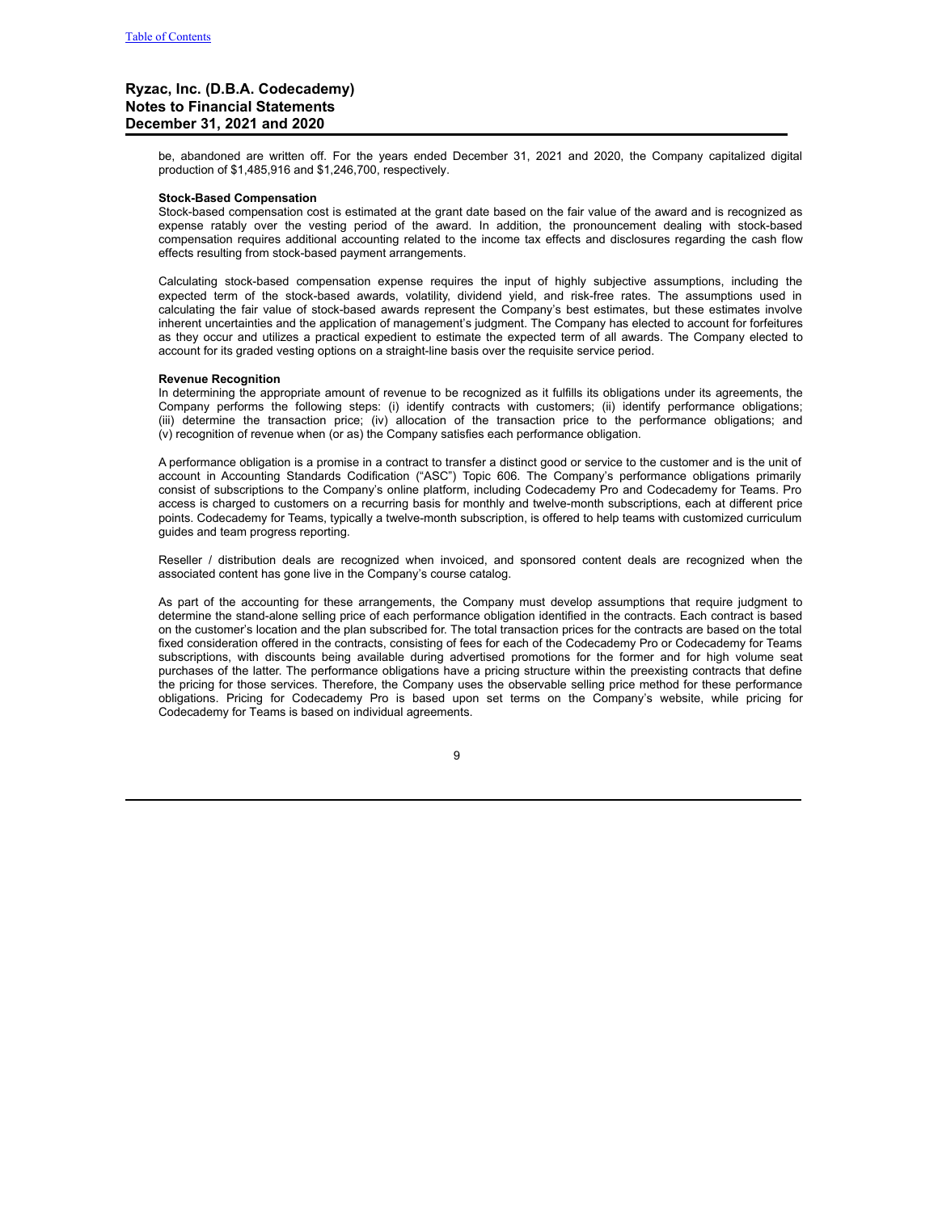be, abandoned are written off. For the years ended December 31, 2021 and 2020, the Company capitalized digital production of $1,485,916 and $1,246,700, respectively.

**Stock-Based Compensation**

Stock-based compensation cost is estimated at the grant date based on the fair value of the award and is recognized as expense ratably over the vesting period of the award. In addition, the pronouncement dealing with stock-based compensation requires additional accounting related to the income tax effects and disclosures regarding the cash flow effects resulting from stock-based payment arrangements.

Calculating stock-based compensation expense requires the input of highly subjective assumptions, including the expected term of the stock-based awards, volatility, dividend yield, and risk-free rates. The assumptions used in calculating the fair value of stock-based awards represent the Company's best estimates, but these estimates involve inherent uncertainties and the application of management's judgment. The Company has elected to account for forfeitures as they occur and utilizes a practical expedient to estimate the expected term of all awards. The Company elected to account for its graded vesting options on a straight-line basis over the requisite service period.

**Revenue Recognition**

In determining the appropriate amount of revenue to be recognized as it fulfills its obligations under its agreements, the Company performs the following steps: (i) identify contracts with customers; (ii) identify performance obligations; (iii) determine the transaction price; (iv) allocation of the transaction price to the performance obligations; and (v) recognition of revenue when (or as) the Company satisfies each performance obligation.

A performance obligation is a promise in a contract to transfer a distinct good or service to the customer and is the unit of account in Accounting Standards Codification ("ASC") Topic 606. The Company's performance obligations primarily consist of subscriptions to the Company's online platform, including Codecademy Pro and Codecademy for Teams. Pro access is charged to customers on a recurring basis for monthly and twelve-month subscriptions, each at different price points. Codecademy for Teams, typically a twelve-month subscription, is offered to help teams with customized curriculum guides and team progress reporting.

Reseller / distribution deals are recognized when invoiced, and sponsored content deals are recognized when the associated content has gone live in the Company's course catalog.

As part of the accounting for these arrangements, the Company must develop assumptions that require judgment to determine the stand-alone selling price of each performance obligation identified in the contracts. Each contract is based on the customer's location and the plan subscribed for. The total transaction prices for the contracts are based on the total fixed consideration offered in the contracts, consisting of fees for each of the Codecademy Pro or Codecademy for Teams subscriptions, with discounts being available during advertised promotions for the former and for high volume seat purchases of the latter. The performance obligations have a pricing structure within the preexisting contracts that define the pricing for those services. Therefore, the Company uses the observable selling price method for these performance obligations. Pricing for Codecademy Pro is based upon set terms on the Company's website, while pricing for Codecademy for Teams is based on individual agreements.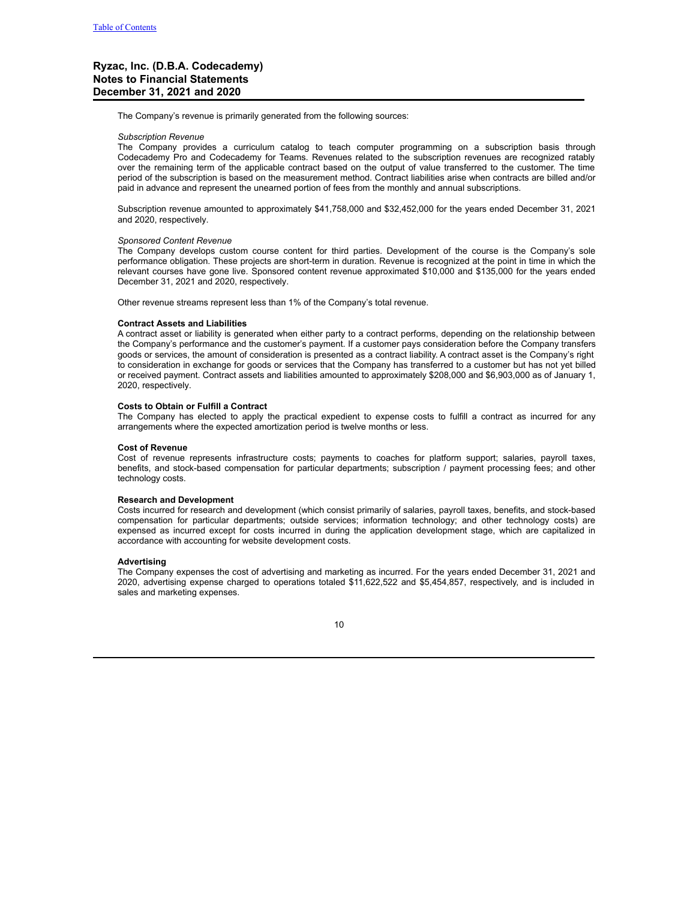The Company's revenue is primarily generated from the following sources:

*Subscription Revenue*
The Company provides a curriculum catalog to teach computer programming on a subscription basis through Codecademy Pro and Codecademy for Teams. Revenues related to the subscription revenues are recognized ratably over the remaining term of the applicable contract based on the output of value transferred to the customer. The time period of the subscription is based on the measurement method. Contract liabilities arise when contracts are billed and/or paid in advance and represent the unearned portion of fees from the monthly and annual subscriptions.

Subscription revenue amounted to approximately $41,758,000 and $32,452,000 for the years ended December 31, 2021 and 2020, respectively.

*Sponsored Content Revenue*
The Company develops custom course content for third parties. Development of the course is the Company's sole performance obligation. These projects are short-term in duration. Revenue is recognized at the point in time in which the relevant courses have gone live. Sponsored content revenue approximated $10,000 and $135,000 for the years ended December 31, 2021 and 2020, respectively.

Other revenue streams represent less than 1% of the Company's total revenue.

**Contract Assets and Liabilities**
A contract asset or liability is generated when either party to a contract performs, depending on the relationship between the Company's performance and the customer's payment. If a customer pays consideration before the Company transfers goods or services, the amount of consideration is presented as a contract liability. A contract asset is the Company's right to consideration in exchange for goods or services that the Company has transferred to a customer but has not yet billed or received payment. Contract assets and liabilities amounted to approximately $208,000 and $6,903,000 as of January 1, 2020, respectively.

**Costs to Obtain or Fulfill a Contract**
The Company has elected to apply the practical expedient to expense costs to fulfill a contract as incurred for any arrangements where the expected amortization period is twelve months or less.

**Cost of Revenue**
Cost of revenue represents infrastructure costs; payments to coaches for platform support; salaries, payroll taxes, benefits, and stock-based compensation for particular departments; subscription / payment processing fees; and other technology costs.

**Research and Development**
Costs incurred for research and development (which consist primarily of salaries, payroll taxes, benefits, and stock-based compensation for particular departments; outside services; information technology; and other technology costs) are expensed as incurred except for costs incurred in during the application development stage, which are capitalized in accordance with accounting for website development costs.

**Advertising**
The Company expenses the cost of advertising and marketing as incurred. For the years ended December 31, 2021 and 2020, advertising expense charged to operations totaled $11,622,522 and $5,454,857, respectively, and is included in sales and marketing expenses.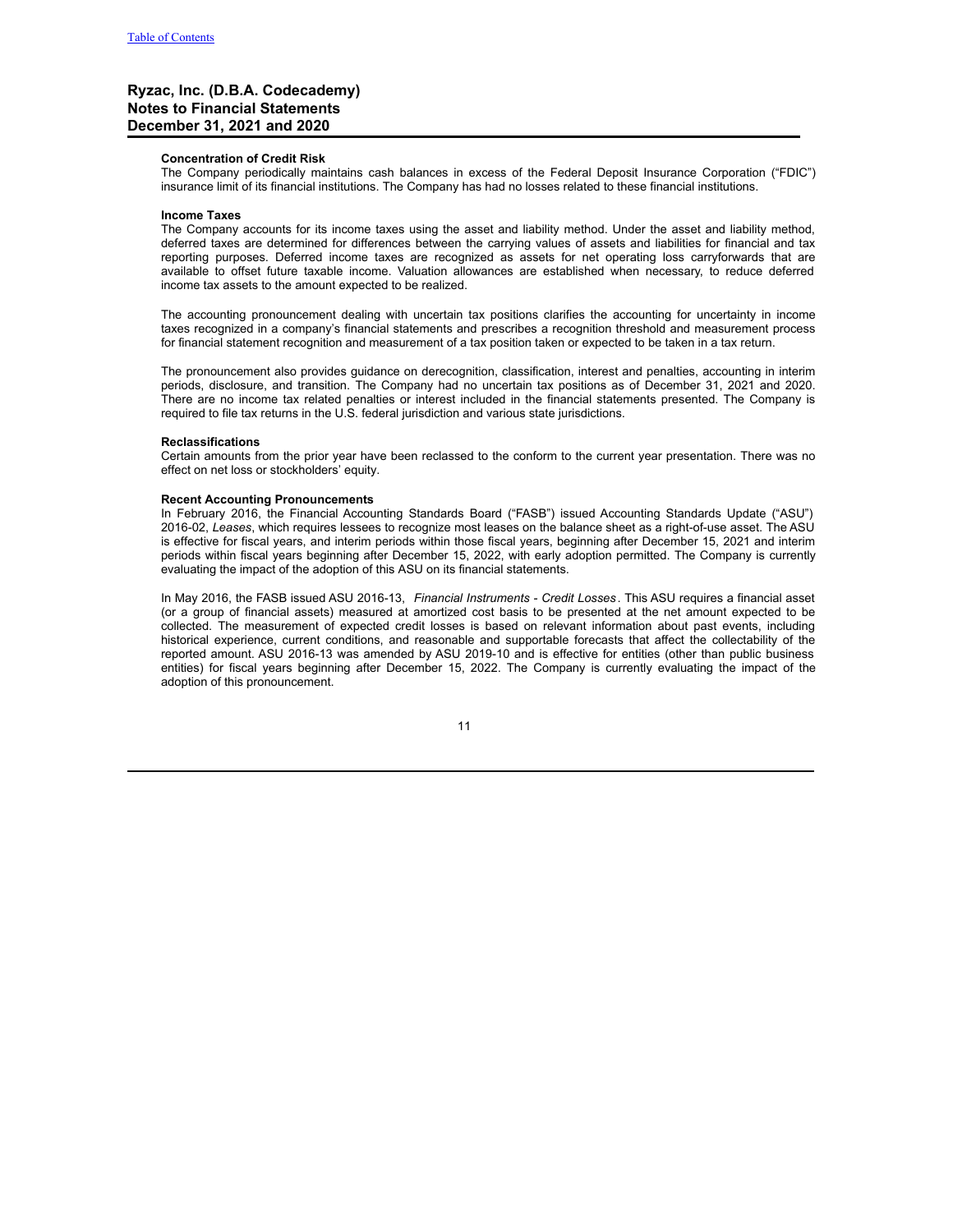Ryzac, Inc. (D.B.A. Codecademy)
Notes to Financial Statements
December 31, 2021 and 2020

**Concentration of Credit Risk**

The Company periodically maintains cash balances in excess of the Federal Deposit Insurance Corporation ("FDIC") insurance limit of its financial institutions. The Company has had no losses related to these financial institutions.

**Income Taxes**

The Company accounts for its income taxes using the asset and liability method. Under the asset and liability method, deferred taxes are determined for differences between the carrying values of assets and liabilities for financial and tax reporting purposes. Deferred income taxes are recognized as assets for net operating loss carryforwards that are available to offset future taxable income. Valuation allowances are established when necessary, to reduce deferred income tax assets to the amount expected to be realized.

The accounting pronouncement dealing with uncertain tax positions clarifies the accounting for uncertainty in income taxes recognized in a company's financial statements and prescribes a recognition threshold and measurement process for financial statement recognition and measurement of a tax position taken or expected to be taken in a tax return.

The pronouncement also provides guidance on derecognition, classification, interest and penalties, accounting in interim periods, disclosure, and transition. The Company had no uncertain tax positions as of December 31, 2021 and 2020. There are no income tax related penalties or interest included in the financial statements presented. The Company is required to file tax returns in the U.S. federal jurisdiction and various state jurisdictions.

**Reclassifications**

Certain amounts from the prior year have been reclassed to the conform to the current year presentation. There was no effect on net loss or stockholders' equity.

**Recent Accounting Pronouncements**

In February 2016, the Financial Accounting Standards Board ("FASB") issued Accounting Standards Update ("ASU") 2016-02, *Leases*, which requires lessees to recognize most leases on the balance sheet as a right-of-use asset. The ASU is effective for fiscal years, and interim periods within those fiscal years, beginning after December 15, 2021 and interim periods within fiscal years beginning after December 15, 2022, with early adoption permitted. The Company is currently evaluating the impact of the adoption of this ASU on its financial statements.

In May 2016, the FASB issued ASU 2016-13, *Financial Instruments - Credit Losses*. This ASU requires a financial asset (or a group of financial assets) measured at amortized cost basis to be presented at the net amount expected to be collected. The measurement of expected credit losses is based on relevant information about past events, including historical experience, current conditions, and reasonable and supportable forecasts that affect the collectability of the reported amount. ASU 2016-13 was amended by ASU 2019-10 and is effective for entities (other than public business entities) for fiscal years beginning after December 15, 2022. The Company is currently evaluating the impact of the adoption of this pronouncement.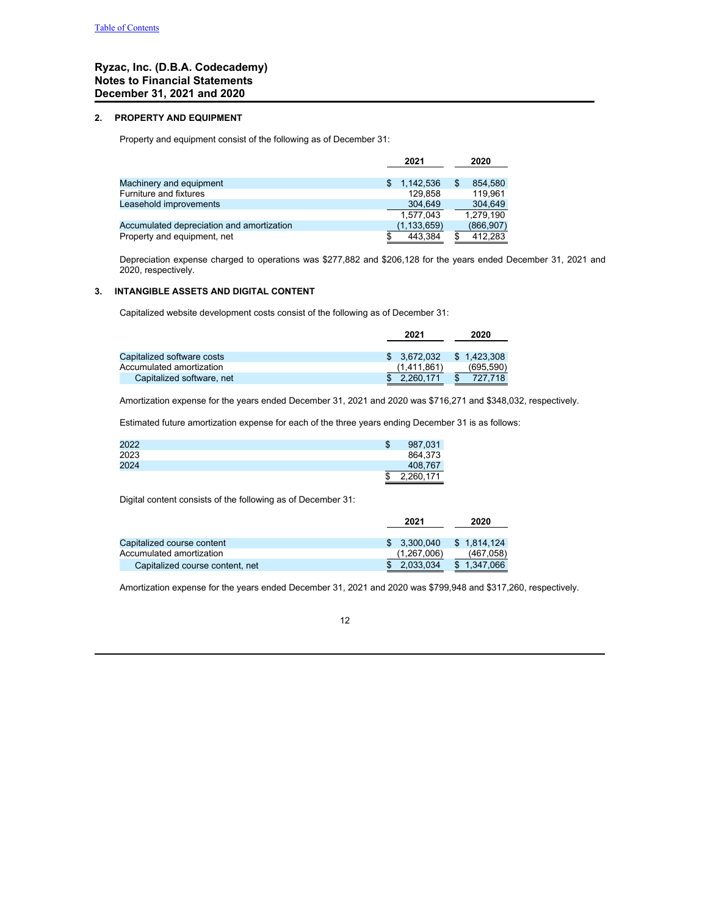# Ryzac, Inc. (D.B.A. Codecademy)
# Notes to Financial Statements
# December 31, 2021 and 2020

## 2. PROPERTY AND EQUIPMENT

Property and equipment consist of the following as of December 31:

| | 2021 | 2020 |
|---|---|---|
| Machinery and equipment | $ 1,142,536 | $ 854,580 |
| Furniture and fixtures | 129,858 | 119,961 |
| Leasehold improvements | 304,649 | 304,649 |
| | 1,577,043 | 1,279,190 |
| Accumulated depreciation and amortization | (1,133,659) | (866,907) |
| Property and equipment, net | $ 443,384 | $ 412,283 |

Depreciation expense charged to operations was $277,882 and $206,128 for the years ended December 31, 2021 and 2020, respectively.

## 3. INTANGIBLE ASSETS AND DIGITAL CONTENT

Capitalized website development costs consist of the following as of December 31:

| | 2021 | 2020 |
|---|---|---|
| Capitalized software costs | $ 3,672,032 | $ 1,423,308 |
| Accumulated amortization | (1,411,861) | (695,590) |
| Capitalized software, net | $ 2,260,171 | $ 727,718 |

Amortization expense for the years ended December 31, 2021 and 2020 was $716,271 and $348,032, respectively.

Estimated future amortization expense for each of the three years ending December 31 is as follows:

| | |
|---|---|
| 2022 | $ 987,031 |
| 2023 | 864,373 |
| 2024 | 408,767 |
| | $ 2,260,171 |

Digital content consists of the following as of December 31:

| | 2021 | 2020 |
|---|---|---|
| Capitalized course content | $ 3,300,040 | $ 1,814,124 |
| Accumulated amortization | (1,267,006) | (467,058) |
| Capitalized course content, net | $ 2,033,034 | $ 1,347,066 |

Amortization expense for the years ended December 31, 2021 and 2020 was $799,948 and $317,260, respectively.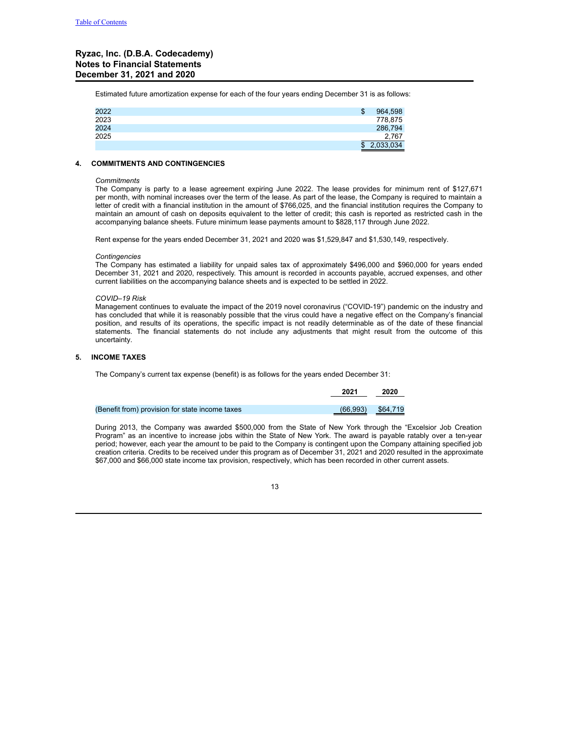**Ryzac, Inc. (D.B.A. Codecademy)**
**Notes to Financial Statements**
**December 31, 2021 and 2020**

Estimated future amortization expense for each of the four years ending December 31 is as follows:

| | |
|---|---|
| 2022 | $ 964,598 |
| 2023 | 778,875 |
| 2024 | 286,794 |
| 2025 | 2,767 |
| | $ 2,033,034 |

## 4. COMMITMENTS AND CONTINGENCIES

*Commitments*

The Company is party to a lease agreement expiring June 2022. The lease provides for minimum rent of $127,671 per month, with nominal increases over the term of the lease. As part of the lease, the Company is required to maintain a letter of credit with a financial institution in the amount of $766,025, and the financial institution requires the Company to maintain an amount of cash on deposits equivalent to the letter of credit; this cash is reported as restricted cash in the accompanying balance sheets. Future minimum lease payments amount to $828,117 through June 2022.

Rent expense for the years ended December 31, 2021 and 2020 was $1,529,847 and $1,530,149, respectively.

*Contingencies*

The Company has estimated a liability for unpaid sales tax of approximately $496,000 and $960,000 for years ended December 31, 2021 and 2020, respectively. This amount is recorded in accounts payable, accrued expenses, and other current liabilities on the accompanying balance sheets and is expected to be settled in 2022.

*COVID–19 Risk*

Management continues to evaluate the impact of the 2019 novel coronavirus ("COVID-19") pandemic on the industry and has concluded that while it is reasonably possible that the virus could have a negative effect on the Company's financial position, and results of its operations, the specific impact is not readily determinable as of the date of these financial statements. The financial statements do not include any adjustments that might result from the outcome of this uncertainty.

## 5. INCOME TAXES

The Company's current tax expense (benefit) is as follows for the years ended December 31:

| | 2021 | 2020 |
|---|---|---|
| (Benefit from) provision for state income taxes | (66,993) | $64,719 |

During 2013, the Company was awarded $500,000 from the State of New York through the "Excelsior Job Creation Program" as an incentive to increase jobs within the State of New York. The award is payable ratably over a ten-year period; however, each year the amount to be paid to the Company is contingent upon the Company attaining specified job creation criteria. Credits to be received under this program as of December 31, 2021 and 2020 resulted in the approximate $67,000 and $66,000 state income tax provision, respectively, which has been recorded in other current assets.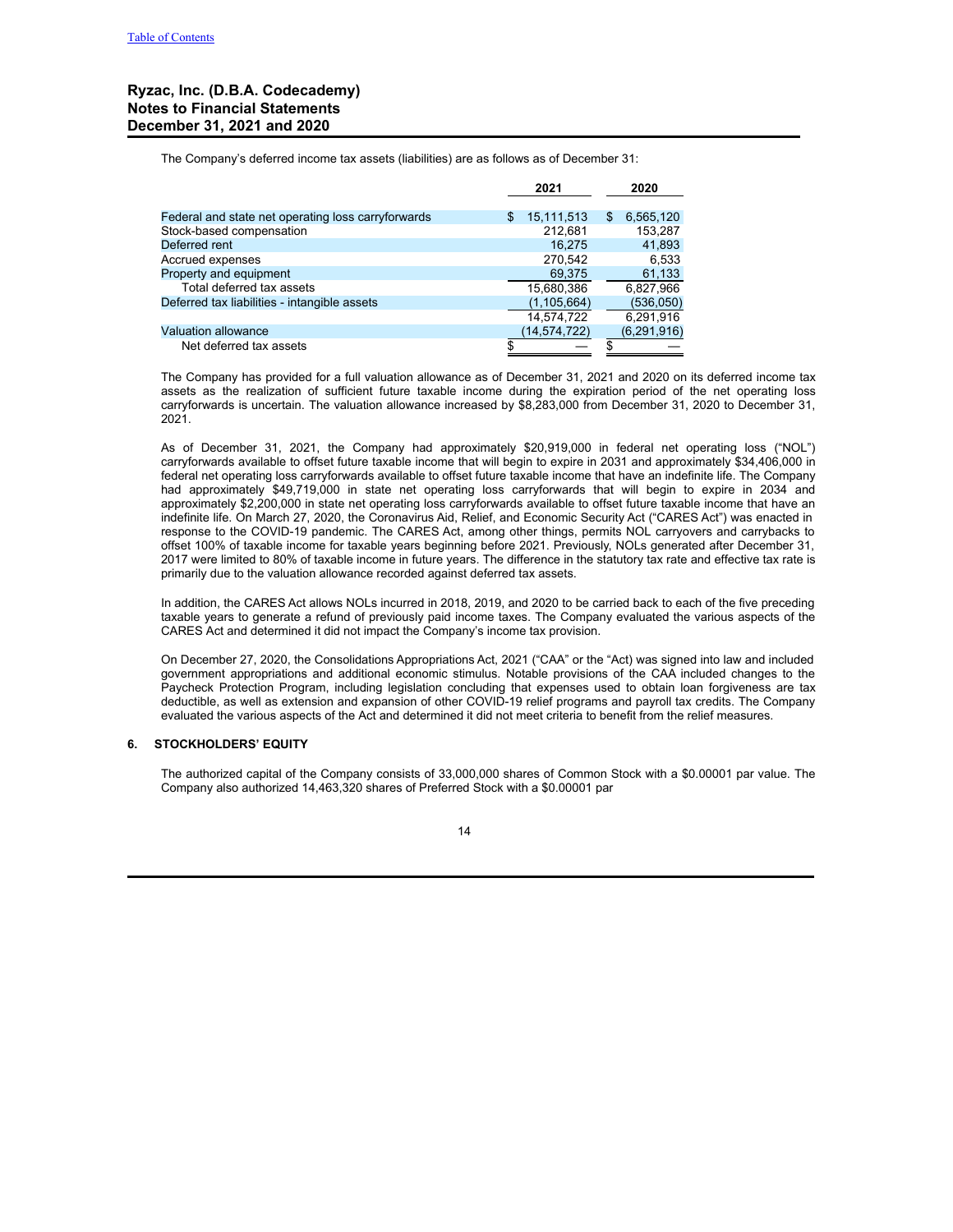Ryzac, Inc. (D.B.A. Codecademy)
Notes to Financial Statements
December 31, 2021 and 2020

The Company's deferred income tax assets (liabilities) are as follows as of December 31:

| | 2021 | 2020 |
|---|---|---|
| Federal and state net operating loss carryforwards | $ 15,111,513 | $ 6,565,120 |
| Stock-based compensation | 212,681 | 153,287 |
| Deferred rent | 16,275 | 41,893 |
| Accrued expenses | 270,542 | 6,533 |
| Property and equipment | 69,375 | 61,133 |
| Total deferred tax assets | 15,680,386 | 6,827,966 |
| Deferred tax liabilities - intangible assets | (1,105,664) | (536,050) |
| | 14,574,722 | 6,291,916 |
| Valuation allowance | (14,574,722) | (6,291,916) |
| Net deferred tax assets | $ — | $ — |

The Company has provided for a full valuation allowance as of December 31, 2021 and 2020 on its deferred income tax assets as the realization of sufficient future taxable income during the expiration period of the net operating loss carryforwards is uncertain. The valuation allowance increased by $8,283,000 from December 31, 2020 to December 31, 2021.

As of December 31, 2021, the Company had approximately $20,919,000 in federal net operating loss ("NOL") carryforwards available to offset future taxable income that will begin to expire in 2031 and approximately $34,406,000 in federal net operating loss carryforwards available to offset future taxable income that have an indefinite life. The Company had approximately $49,719,000 in state net operating loss carryforwards that will begin to expire in 2034 and approximately $2,200,000 in state net operating loss carryforwards available to offset future taxable income that have an indefinite life. On March 27, 2020, the Coronavirus Aid, Relief, and Economic Security Act ("CARES Act") was enacted in response to the COVID-19 pandemic. The CARES Act, among other things, permits NOL carryovers and carrybacks to offset 100% of taxable income for taxable years beginning before 2021. Previously, NOLs generated after December 31, 2017 were limited to 80% of taxable income in future years. The difference in the statutory tax rate and effective tax rate is primarily due to the valuation allowance recorded against deferred tax assets.

In addition, the CARES Act allows NOLs incurred in 2018, 2019, and 2020 to be carried back to each of the five preceding taxable years to generate a refund of previously paid income taxes. The Company evaluated the various aspects of the CARES Act and determined it did not impact the Company's income tax provision.

On December 27, 2020, the Consolidations Appropriations Act, 2021 ("CAA" or the "Act) was signed into law and included government appropriations and additional economic stimulus. Notable provisions of the CAA included changes to the Paycheck Protection Program, including legislation concluding that expenses used to obtain loan forgiveness are tax deductible, as well as extension and expansion of other COVID-19 relief programs and payroll tax credits. The Company evaluated the various aspects of the Act and determined it did not meet criteria to benefit from the relief measures.

## 6. STOCKHOLDERS' EQUITY

The authorized capital of the Company consists of 33,000,000 shares of Common Stock with a $0.00001 par value. The Company also authorized 14,463,320 shares of Preferred Stock with a $0.00001 par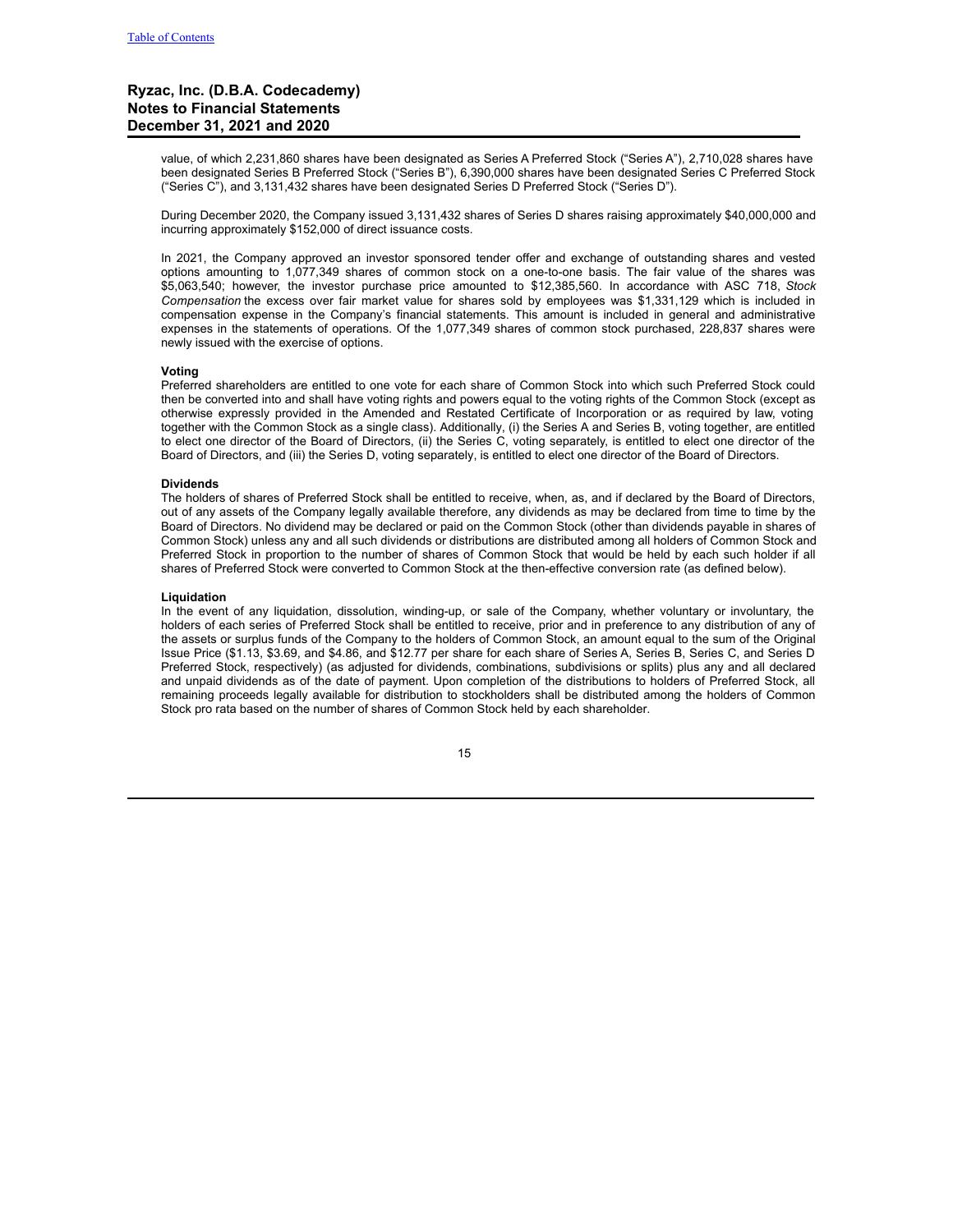value, of which 2,231,860 shares have been designated as Series A Preferred Stock ("Series A"), 2,710,028 shares have been designated Series B Preferred Stock ("Series B"), 6,390,000 shares have been designated Series C Preferred Stock ("Series C"), and 3,131,432 shares have been designated Series D Preferred Stock ("Series D").

During December 2020, the Company issued 3,131,432 shares of Series D shares raising approximately $40,000,000 and incurring approximately $152,000 of direct issuance costs.

In 2021, the Company approved an investor sponsored tender offer and exchange of outstanding shares and vested options amounting to 1,077,349 shares of common stock on a one-to-one basis. The fair value of the shares was $5,063,540; however, the investor purchase price amounted to $12,385,560. In accordance with ASC 718, *Stock Compensation* the excess over fair market value for shares sold by employees was $1,331,129 which is included in compensation expense in the Company's financial statements. This amount is included in general and administrative expenses in the statements of operations. Of the 1,077,349 shares of common stock purchased, 228,837 shares were newly issued with the exercise of options.

**Voting**

Preferred shareholders are entitled to one vote for each share of Common Stock into which such Preferred Stock could then be converted into and shall have voting rights and powers equal to the voting rights of the Common Stock (except as otherwise expressly provided in the Amended and Restated Certificate of Incorporation or as required by law, voting together with the Common Stock as a single class). Additionally, (i) the Series A and Series B, voting together, are entitled to elect one director of the Board of Directors, (ii) the Series C, voting separately, is entitled to elect one director of the Board of Directors, and (iii) the Series D, voting separately, is entitled to elect one director of the Board of Directors.

**Dividends**

The holders of shares of Preferred Stock shall be entitled to receive, when, as, and if declared by the Board of Directors, out of any assets of the Company legally available therefore, any dividends as may be declared from time to time by the Board of Directors. No dividend may be declared or paid on the Common Stock (other than dividends payable in shares of Common Stock) unless any and all such dividends or distributions are distributed among all holders of Common Stock and Preferred Stock in proportion to the number of shares of Common Stock that would be held by each such holder if all shares of Preferred Stock were converted to Common Stock at the then-effective conversion rate (as defined below).

**Liquidation**

In the event of any liquidation, dissolution, winding-up, or sale of the Company, whether voluntary or involuntary, the holders of each series of Preferred Stock shall be entitled to receive, prior and in preference to any distribution of any of the assets or surplus funds of the Company to the holders of Common Stock, an amount equal to the sum of the Original Issue Price ($1.13, $3.69, and $4.86, and $12.77 per share for each share of Series A, Series B, Series C, and Series D Preferred Stock, respectively) (as adjusted for dividends, combinations, subdivisions or splits) plus any and all declared and unpaid dividends as of the date of payment. Upon completion of the distributions to holders of Preferred Stock, all remaining proceeds legally available for distribution to stockholders shall be distributed among the holders of Common Stock pro rata based on the number of shares of Common Stock held by each shareholder.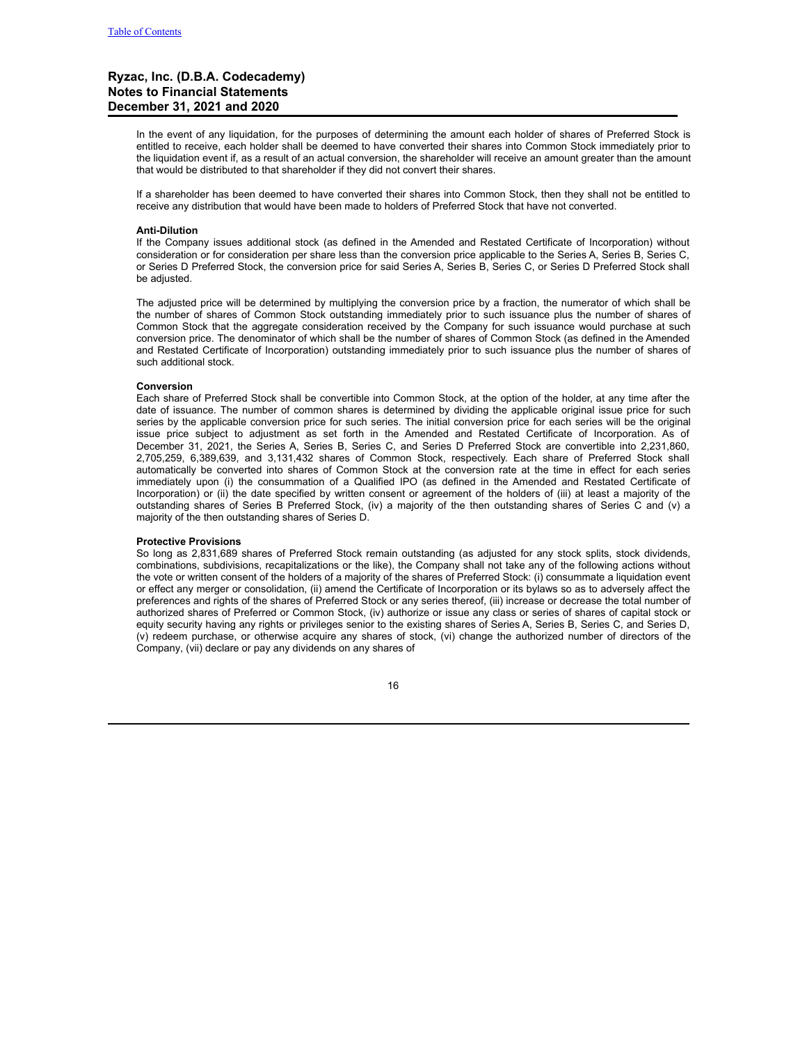In the event of any liquidation, for the purposes of determining the amount each holder of shares of Preferred Stock is entitled to receive, each holder shall be deemed to have converted their shares into Common Stock immediately prior to the liquidation event if, as a result of an actual conversion, the shareholder will receive an amount greater than the amount that would be distributed to that shareholder if they did not convert their shares.

If a shareholder has been deemed to have converted their shares into Common Stock, then they shall not be entitled to receive any distribution that would have been made to holders of Preferred Stock that have not converted.

**Anti-Dilution**

If the Company issues additional stock (as defined in the Amended and Restated Certificate of Incorporation) without consideration or for consideration per share less than the conversion price applicable to the Series A, Series B, Series C, or Series D Preferred Stock, the conversion price for said Series A, Series B, Series C, or Series D Preferred Stock shall be adjusted.

The adjusted price will be determined by multiplying the conversion price by a fraction, the numerator of which shall be the number of shares of Common Stock outstanding immediately prior to such issuance plus the number of shares of Common Stock that the aggregate consideration received by the Company for such issuance would purchase at such conversion price. The denominator of which shall be the number of shares of Common Stock (as defined in the Amended and Restated Certificate of Incorporation) outstanding immediately prior to such issuance plus the number of shares of such additional stock.

**Conversion**

Each share of Preferred Stock shall be convertible into Common Stock, at the option of the holder, at any time after the date of issuance. The number of common shares is determined by dividing the applicable original issue price for such series by the applicable conversion price for such series. The initial conversion price for each series will be the original issue price subject to adjustment as set forth in the Amended and Restated Certificate of Incorporation. As of December 31, 2021, the Series A, Series B, Series C, and Series D Preferred Stock are convertible into 2,231,860, 2,705,259, 6,389,639, and 3,131,432 shares of Common Stock, respectively. Each share of Preferred Stock shall automatically be converted into shares of Common Stock at the conversion rate at the time in effect for each series immediately upon (i) the consummation of a Qualified IPO (as defined in the Amended and Restated Certificate of Incorporation) or (ii) the date specified by written consent or agreement of the holders of (iii) at least a majority of the outstanding shares of Series B Preferred Stock, (iv) a majority of the then outstanding shares of Series C and (v) a majority of the then outstanding shares of Series D.

**Protective Provisions**

So long as 2,831,689 shares of Preferred Stock remain outstanding (as adjusted for any stock splits, stock dividends, combinations, subdivisions, recapitalizations or the like), the Company shall not take any of the following actions without the vote or written consent of the holders of a majority of the shares of Preferred Stock: (i) consummate a liquidation event or effect any merger or consolidation, (ii) amend the Certificate of Incorporation or its bylaws so as to adversely affect the preferences and rights of the shares of Preferred Stock or any series thereof, (iii) increase or decrease the total number of authorized shares of Preferred or Common Stock, (iv) authorize or issue any class or series of shares of capital stock or equity security having any rights or privileges senior to the existing shares of Series A, Series B, Series C, and Series D, (v) redeem purchase, or otherwise acquire any shares of stock, (vi) change the authorized number of directors of the Company, (vii) declare or pay any dividends on any shares of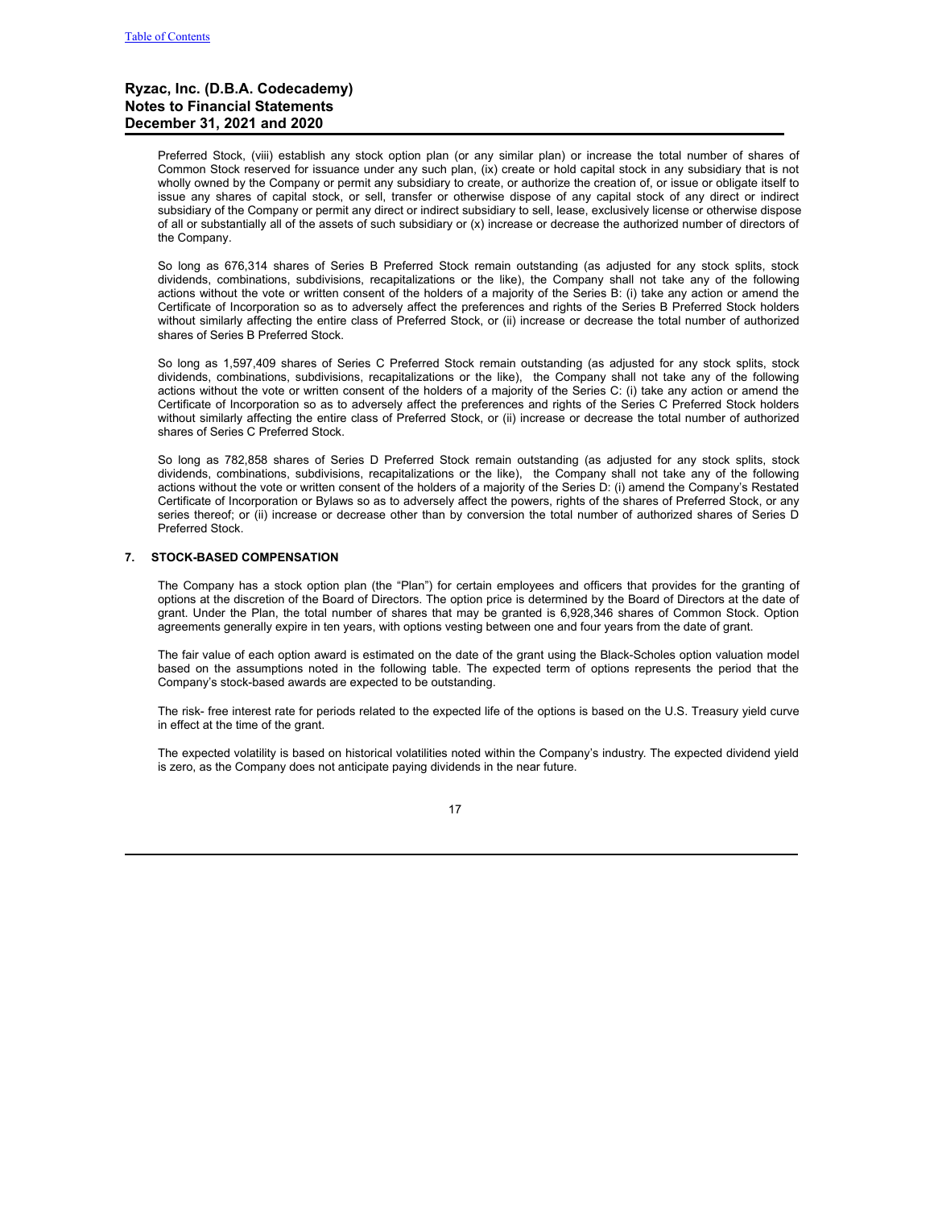Preferred Stock, (viii) establish any stock option plan (or any similar plan) or increase the total number of shares of Common Stock reserved for issuance under any such plan, (ix) create or hold capital stock in any subsidiary that is not wholly owned by the Company or permit any subsidiary to create, or authorize the creation of, or issue or obligate itself to issue any shares of capital stock, or sell, transfer or otherwise dispose of any capital stock of any direct or indirect subsidiary of the Company or permit any direct or indirect subsidiary to sell, lease, exclusively license or otherwise dispose of all or substantially all of the assets of such subsidiary or (x) increase or decrease the authorized number of directors of the Company.

So long as 676,314 shares of Series B Preferred Stock remain outstanding (as adjusted for any stock splits, stock dividends, combinations, subdivisions, recapitalizations or the like), the Company shall not take any of the following actions without the vote or written consent of the holders of a majority of the Series B: (i) take any action or amend the Certificate of Incorporation so as to adversely affect the preferences and rights of the Series B Preferred Stock holders without similarly affecting the entire class of Preferred Stock, or (ii) increase or decrease the total number of authorized shares of Series B Preferred Stock.

So long as 1,597,409 shares of Series C Preferred Stock remain outstanding (as adjusted for any stock splits, stock dividends, combinations, subdivisions, recapitalizations or the like), the Company shall not take any of the following actions without the vote or written consent of the holders of a majority of the Series C: (i) take any action or amend the Certificate of Incorporation so as to adversely affect the preferences and rights of the Series C Preferred Stock holders without similarly affecting the entire class of Preferred Stock, or (ii) increase or decrease the total number of authorized shares of Series C Preferred Stock.

So long as 782,858 shares of Series D Preferred Stock remain outstanding (as adjusted for any stock splits, stock dividends, combinations, subdivisions, recapitalizations or the like), the Company shall not take any of the following actions without the vote or written consent of the holders of a majority of the Series D: (i) amend the Company's Restated Certificate of Incorporation or Bylaws so as to adversely affect the powers, rights of the shares of Preferred Stock, or any series thereof; or (ii) increase or decrease other than by conversion the total number of authorized shares of Series D Preferred Stock.

## 7. STOCK-BASED COMPENSATION

The Company has a stock option plan (the "Plan") for certain employees and officers that provides for the granting of options at the discretion of the Board of Directors. The option price is determined by the Board of Directors at the date of grant. Under the Plan, the total number of shares that may be granted is 6,928,346 shares of Common Stock. Option agreements generally expire in ten years, with options vesting between one and four years from the date of grant.

The fair value of each option award is estimated on the date of the grant using the Black-Scholes option valuation model based on the assumptions noted in the following table. The expected term of options represents the period that the Company's stock-based awards are expected to be outstanding.

The risk- free interest rate for periods related to the expected life of the options is based on the U.S. Treasury yield curve in effect at the time of the grant.

The expected volatility is based on historical volatilities noted within the Company's industry. The expected dividend yield is zero, as the Company does not anticipate paying dividends in the near future.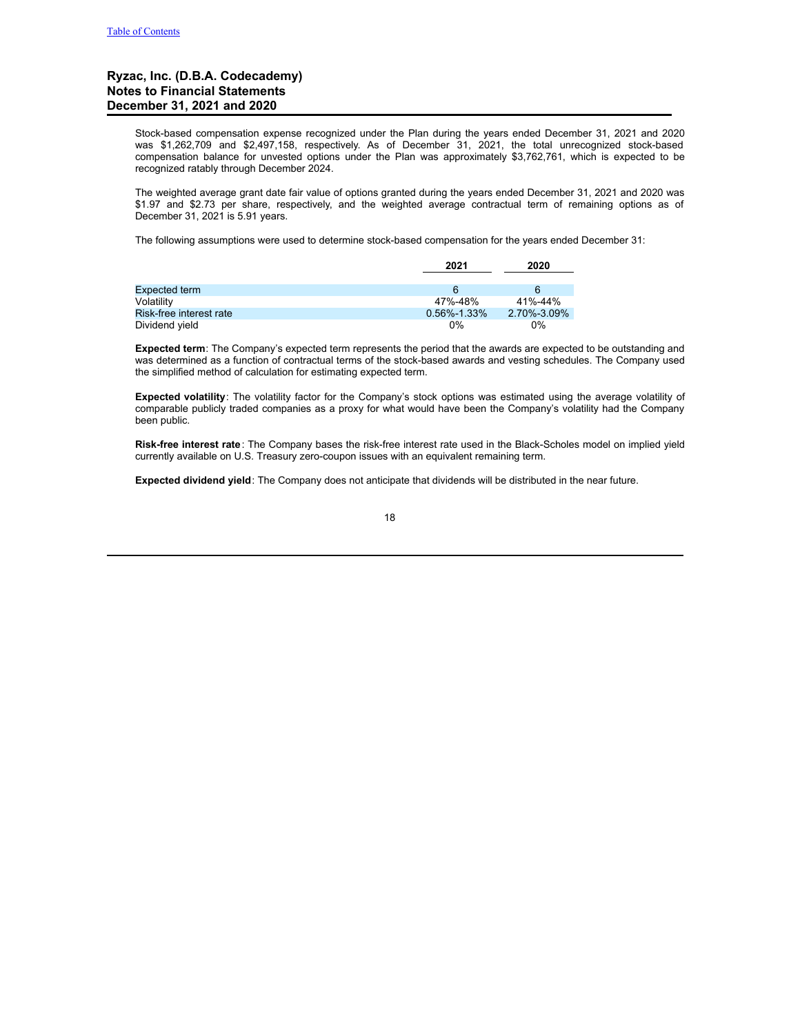Stock-based compensation expense recognized under the Plan during the years ended December 31, 2021 and 2020 was $1,262,709 and $2,497,158, respectively. As of December 31, 2021, the total unrecognized stock-based compensation balance for unvested options under the Plan was approximately $3,762,761, which is expected to be recognized ratably through December 2024.

The weighted average grant date fair value of options granted during the years ended December 31, 2021 and 2020 was $1.97 and $2.73 per share, respectively, and the weighted average contractual term of remaining options as of December 31, 2021 is 5.91 years.

The following assumptions were used to determine stock-based compensation for the years ended December 31:

| | 2021 | 2020 |
|---|---|---|
| Expected term | 6 | 6 |
| Volatility | 47%-48% | 41%-44% |
| Risk-free interest rate | 0.56%-1.33% | 2.70%-3.09% |
| Dividend yield | 0% | 0% |

**Expected term**: The Company's expected term represents the period that the awards are expected to be outstanding and was determined as a function of contractual terms of the stock-based awards and vesting schedules. The Company used the simplified method of calculation for estimating expected term.

**Expected volatility**: The volatility factor for the Company's stock options was estimated using the average volatility of comparable publicly traded companies as a proxy for what would have been the Company's volatility had the Company been public.

**Risk-free interest rate**: The Company bases the risk-free interest rate used in the Black-Scholes model on implied yield currently available on U.S. Treasury zero-coupon issues with an equivalent remaining term.

**Expected dividend yield**: The Company does not anticipate that dividends will be distributed in the near future.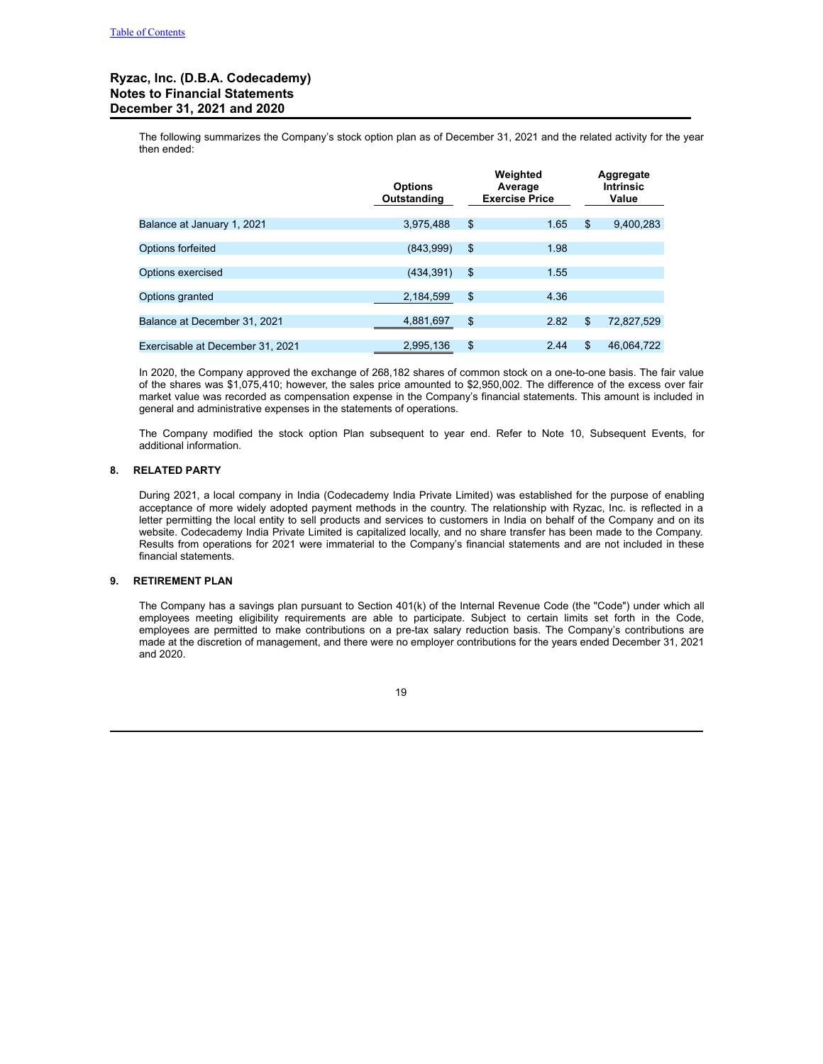Table of Contents

## Ryzac, Inc. (D.B.A. Codecademy)
## Notes to Financial Statements
## December 31, 2021 and 2020

The following summarizes the Company's stock option plan as of December 31, 2021 and the related activity for the year then ended:

| | Options Outstanding | Weighted Average Exercise Price | Aggregate Intrinsic Value |
|---|---|---|---|
| Balance at January 1, 2021 | 3,975,488 | $ 1.65 | $ 9,400,283 |
| Options forfeited | (843,999) | $ 1.98 | |
| Options exercised | (434,391) | $ 1.55 | |
| Options granted | 2,184,599 | $ 4.36 | |
| Balance at December 31, 2021 | 4,881,697 | $ 2.82 | $ 72,827,529 |
| Exercisable at December 31, 2021 | 2,995,136 | $ 2.44 | $ 46,064,722 |

In 2020, the Company approved the exchange of 268,182 shares of common stock on a one-to-one basis. The fair value of the shares was $1,075,410; however, the sales price amounted to $2,950,002. The difference of the excess over fair market value was recorded as compensation expense in the Company's financial statements. This amount is included in general and administrative expenses in the statements of operations.

The Company modified the stock option Plan subsequent to year end. Refer to Note 10, Subsequent Events, for additional information.

### 8. RELATED PARTY

During 2021, a local company in India (Codecademy India Private Limited) was established for the purpose of enabling acceptance of more widely adopted payment methods in the country. The relationship with Ryzac, Inc. is reflected in a letter permitting the local entity to sell products and services to customers in India on behalf of the Company and on its website. Codecademy India Private Limited is capitalized locally, and no share transfer has been made to the Company. Results from operations for 2021 were immaterial to the Company's financial statements and are not included in these financial statements.

### 9. RETIREMENT PLAN

The Company has a savings plan pursuant to Section 401(k) of the Internal Revenue Code (the "Code") under which all employees meeting eligibility requirements are able to participate. Subject to certain limits set forth in the Code, employees are permitted to make contributions on a pre-tax salary reduction basis. The Company's contributions are made at the discretion of management, and there were no employer contributions for the years ended December 31, 2021 and 2020.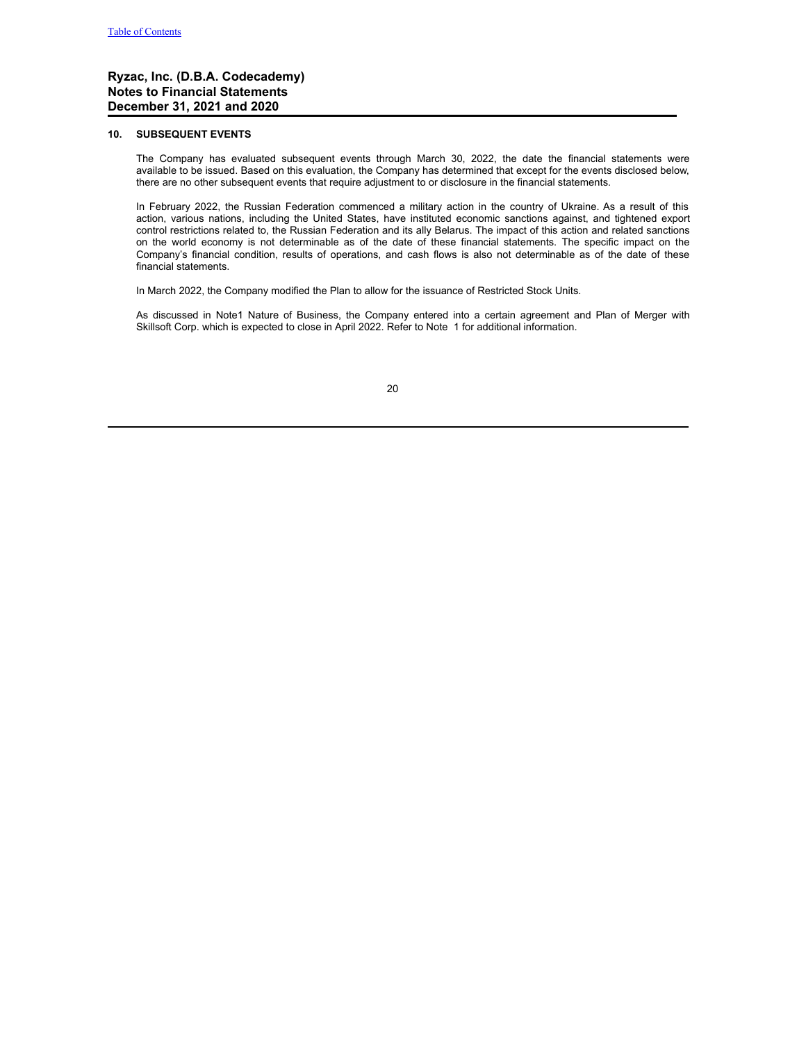**Ryzac, Inc. (D.B.A. Codecademy)**
**Notes to Financial Statements**
**December 31, 2021 and 2020**

#### 10. SUBSEQUENT EVENTS

The Company has evaluated subsequent events through March 30, 2022, the date the financial statements were available to be issued. Based on this evaluation, the Company has determined that except for the events disclosed below, there are no other subsequent events that require adjustment to or disclosure in the financial statements.

In February 2022, the Russian Federation commenced a military action in the country of Ukraine. As a result of this action, various nations, including the United States, have instituted economic sanctions against, and tightened export control restrictions related to, the Russian Federation and its ally Belarus. The impact of this action and related sanctions on the world economy is not determinable as of the date of these financial statements. The specific impact on the Company's financial condition, results of operations, and cash flows is also not determinable as of the date of these financial statements.

In March 2022, the Company modified the Plan to allow for the issuance of Restricted Stock Units.

As discussed in Note1 Nature of Business, the Company entered into a certain agreement and Plan of Merger with Skillsoft Corp. which is expected to close in April 2022. Refer to Note 1 for additional information.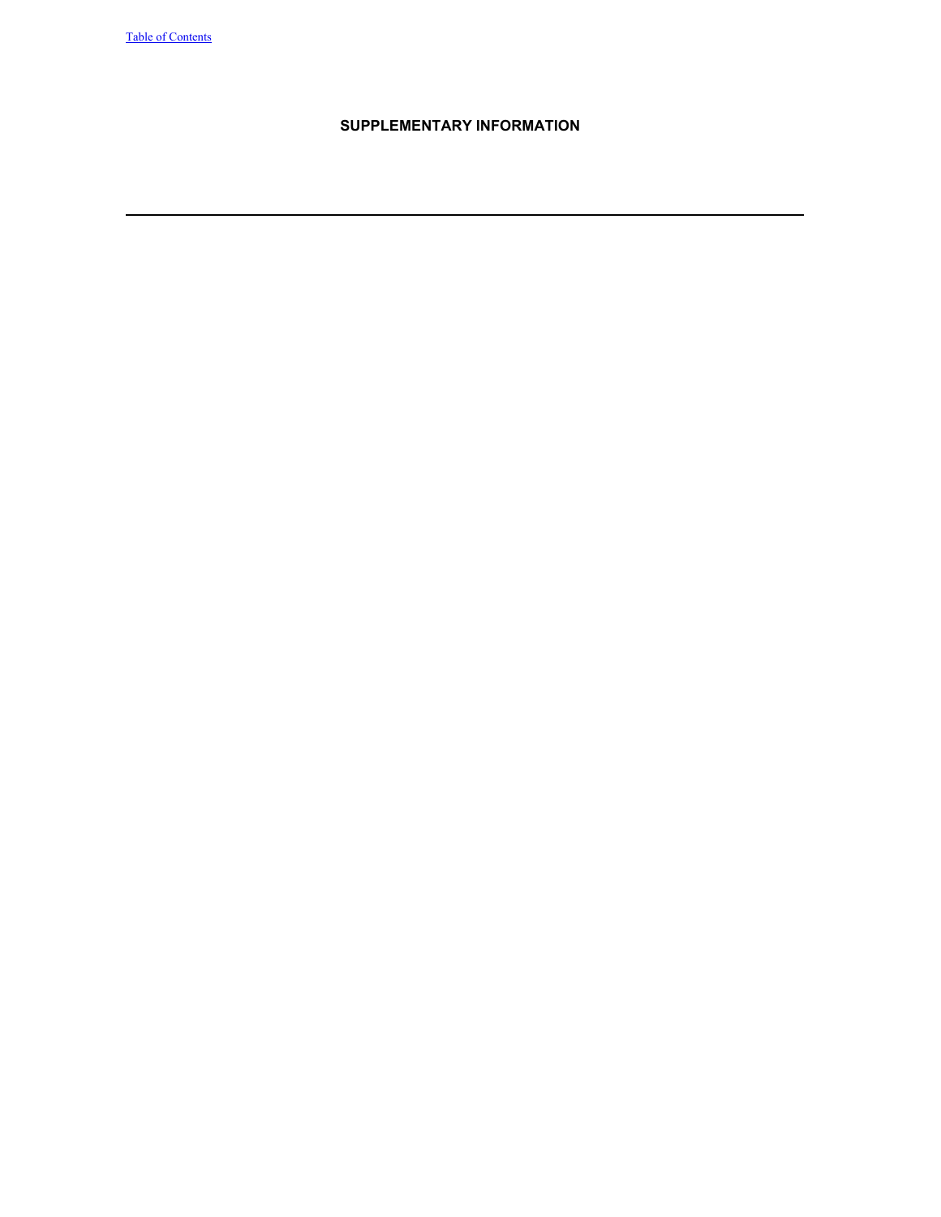# SUPPLEMENTARY INFORMATION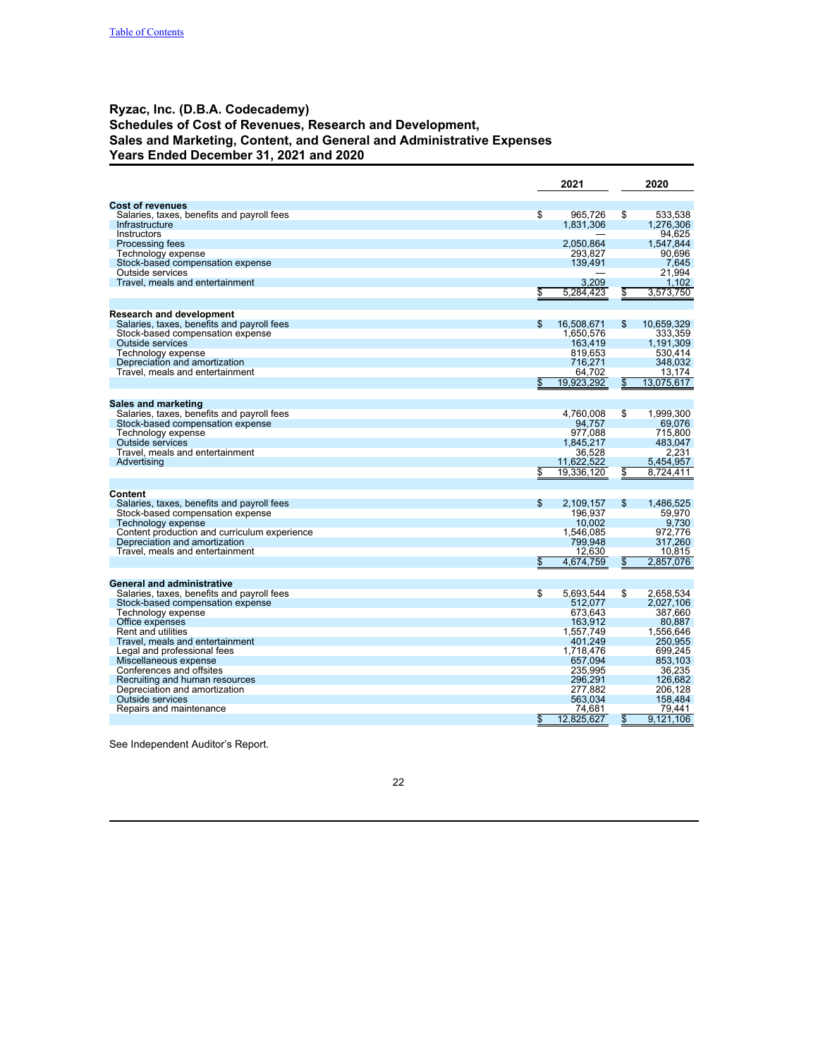Table of Contents

# Ryzac, Inc. (D.B.A. Codecademy)
## Schedules of Cost of Revenues, Research and Development, Sales and Marketing, Content, and General and Administrative Expenses
## Years Ended December 31, 2021 and 2020

| | 2021 | 2020 |
|---|---|---|
| **Cost of revenues** | | |
| Salaries, taxes, benefits and payroll fees | $ 965,726 | $ 533,538 |
| Infrastructure | 1,831,306 | 1,276,306 |
| Instructors | — | 94,625 |
| Processing fees | 2,050,864 | 1,547,844 |
| Technology expense | 293,827 | 90,696 |
| Stock-based compensation expense | 139,491 | 7,645 |
| Outside services | — | 21,994 |
| Travel, meals and entertainment | 3,209 | 1,102 |
| | $ 5,284,423 | $ 3,573,750 |
| **Research and development** | | |
| Salaries, taxes, benefits and payroll fees | $ 16,508,671 | $ 10,659,329 |
| Stock-based compensation expense | 1,650,576 | 333,359 |
| Outside services | 163,419 | 1,191,309 |
| Technology expense | 819,653 | 530,414 |
| Depreciation and amortization | 716,271 | 348,032 |
| Travel, meals and entertainment | 64,702 | 13,174 |
| | $ 19,923,292 | $ 13,075,617 |
| **Sales and marketing** | | |
| Salaries, taxes, benefits and payroll fees | 4,760,008 | $ 1,999,300 |
| Stock-based compensation expense | 94,757 | 69,076 |
| Technology expense | 977,088 | 715,800 |
| Outside services | 1,845,217 | 483,047 |
| Travel, meals and entertainment | 36,528 | 2,231 |
| Advertising | 11,622,522 | 5,454,957 |
| | $ 19,336,120 | $ 8,724,411 |
| **Content** | | |
| Salaries, taxes, benefits and payroll fees | $ 2,109,157 | $ 1,486,525 |
| Stock-based compensation expense | 196,937 | 59,970 |
| Technology expense | 10,002 | 9,730 |
| Content production and curriculum experience | 1,546,085 | 972,776 |
| Depreciation and amortization | 799,948 | 317,260 |
| Travel, meals and entertainment | 12,630 | 10,815 |
| | $ 4,674,759 | $ 2,857,076 |
| **General and administrative** | | |
| Salaries, taxes, benefits and payroll fees | $ 5,693,544 | $ 2,658,534 |
| Stock-based compensation expense | 512,077 | 2,027,106 |
| Technology expense | 673,643 | 387,660 |
| Office expenses | 163,912 | 80,887 |
| Rent and utilities | 1,557,749 | 1,556,646 |
| Travel, meals and entertainment | 401,249 | 250,955 |
| Legal and professional fees | 1,718,476 | 699,245 |
| Miscellaneous expense | 657,094 | 853,103 |
| Conferences and offsites | 235,995 | 36,235 |
| Recruiting and human resources | 296,291 | 126,682 |
| Depreciation and amortization | 277,882 | 206,128 |
| Outside services | 563,034 | 158,484 |
| Repairs and maintenance | 74,681 | 79,441 |
| | $ 12,825,627 | $ 9,121,106 |

See Independent Auditor's Report.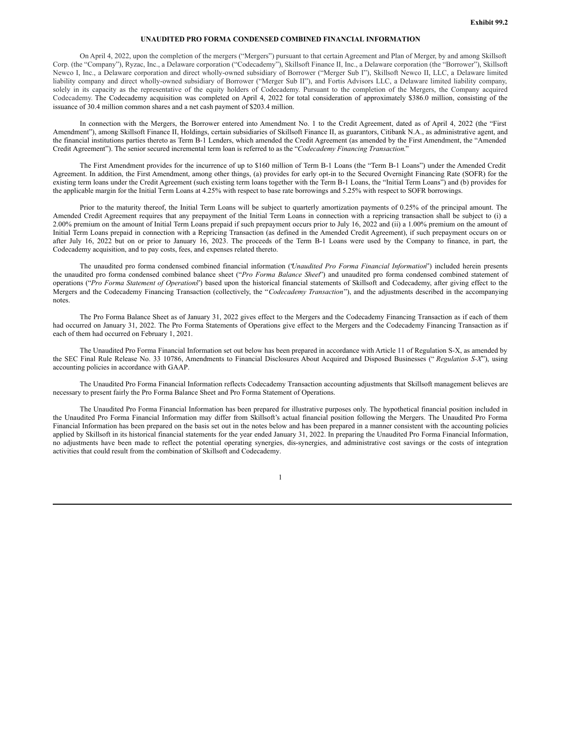Exhibit 99.2

# UNAUDITED PRO FORMA CONDENSED COMBINED FINANCIAL INFORMATION

On April 4, 2022, upon the completion of the mergers ("Mergers") pursuant to that certain Agreement and Plan of Merger, by and among Skillsoft Corp. (the "Company"), Ryzac, Inc., a Delaware corporation ("Codecademy"), Skillsoft Finance II, Inc., a Delaware corporation (the "Borrower"), Skillsoft Newco I, Inc., a Delaware corporation and direct wholly-owned subsidiary of Borrower ("Merger Sub I"), Skillsoft Newco II, LLC, a Delaware limited liability company and direct wholly-owned subsidiary of Borrower ("Merger Sub II"), and Fortis Advisors LLC, a Delaware limited liability company, solely in its capacity as the representative of the equity holders of Codecademy. Pursuant to the completion of the Mergers, the Company acquired Codecademy. The Codecademy acquisition was completed on April 4, 2022 for total consideration of approximately $386.0 million, consisting of the issuance of 30.4 million common shares and a net cash payment of $203.4 million.

In connection with the Mergers, the Borrower entered into Amendment No. 1 to the Credit Agreement, dated as of April 4, 2022 (the "First Amendment"), among Skillsoft Finance II, Holdings, certain subsidiaries of Skillsoft Finance II, as guarantors, Citibank N.A., as administrative agent, and the financial institutions parties thereto as Term B-1 Lenders, which amended the Credit Agreement (as amended by the First Amendment, the "Amended Credit Agreement"). The senior secured incremental term loan is referred to as the "*Codecademy Financing Transaction*."

The First Amendment provides for the incurrence of up to $160 million of Term B-1 Loans (the "Term B-1 Loans") under the Amended Credit Agreement. In addition, the First Amendment, among other things, (a) provides for early opt-in to the Secured Overnight Financing Rate (SOFR) for the existing term loans under the Credit Agreement (such existing term loans together with the Term B-1 Loans, the "Initial Term Loans") and (b) provides for the applicable margin for the Initial Term Loans at 4.25% with respect to base rate borrowings and 5.25% with respect to SOFR borrowings.

Prior to the maturity thereof, the Initial Term Loans will be subject to quarterly amortization payments of 0.25% of the principal amount. The Amended Credit Agreement requires that any prepayment of the Initial Term Loans in connection with a repricing transaction shall be subject to (i) a 2.00% premium on the amount of Initial Term Loans prepaid if such prepayment occurs prior to July 16, 2022 and (ii) a 1.00% premium on the amount of Initial Term Loans prepaid in connection with a Repricing Transaction (as defined in the Amended Credit Agreement), if such prepayment occurs on or after July 16, 2022 but on or prior to January 16, 2023. The proceeds of the Term B-1 Loans were used by the Company to finance, in part, the Codecademy acquisition, and to pay costs, fees, and expenses related thereto.

The unaudited pro forma condensed combined financial information ("*Unaudited Pro Forma Financial Information*") included herein presents the unaudited pro forma condensed combined balance sheet ("*Pro Forma Balance Sheet*") and unaudited pro forma condensed combined statement of operations ("*Pro Forma Statement of Operations*") based upon the historical financial statements of Skillsoft and Codecademy, after giving effect to the Mergers and the Codecademy Financing Transaction (collectively, the "*Codecademy Transaction*"), and the adjustments described in the accompanying notes.

The Pro Forma Balance Sheet as of January 31, 2022 gives effect to the Mergers and the Codecademy Financing Transaction as if each of them had occurred on January 31, 2022. The Pro Forma Statements of Operations give effect to the Mergers and the Codecademy Financing Transaction as if each of them had occurred on February 1, 2021.

The Unaudited Pro Forma Financial Information set out below has been prepared in accordance with Article 11 of Regulation S-X, as amended by the SEC Final Rule Release No. 33 10786, Amendments to Financial Disclosures About Acquired and Disposed Businesses ("*Regulation S-X*"), using accounting policies in accordance with GAAP.

The Unaudited Pro Forma Financial Information reflects Codecademy Transaction accounting adjustments that Skillsoft management believes are necessary to present fairly the Pro Forma Balance Sheet and Pro Forma Statement of Operations.

The Unaudited Pro Forma Financial Information has been prepared for illustrative purposes only. The hypothetical financial position included in the Unaudited Pro Forma Financial Information may differ from Skillsoft's actual financial position following the Mergers. The Unaudited Pro Forma Financial Information has been prepared on the basis set out in the notes below and has been prepared in a manner consistent with the accounting policies applied by Skillsoft in its historical financial statements for the year ended January 31, 2022. In preparing the Unaudited Pro Forma Financial Information, no adjustments have been made to reflect the potential operating synergies, dis-synergies, and administrative cost savings or the costs of integration activities that could result from the combination of Skillsoft and Codecademy.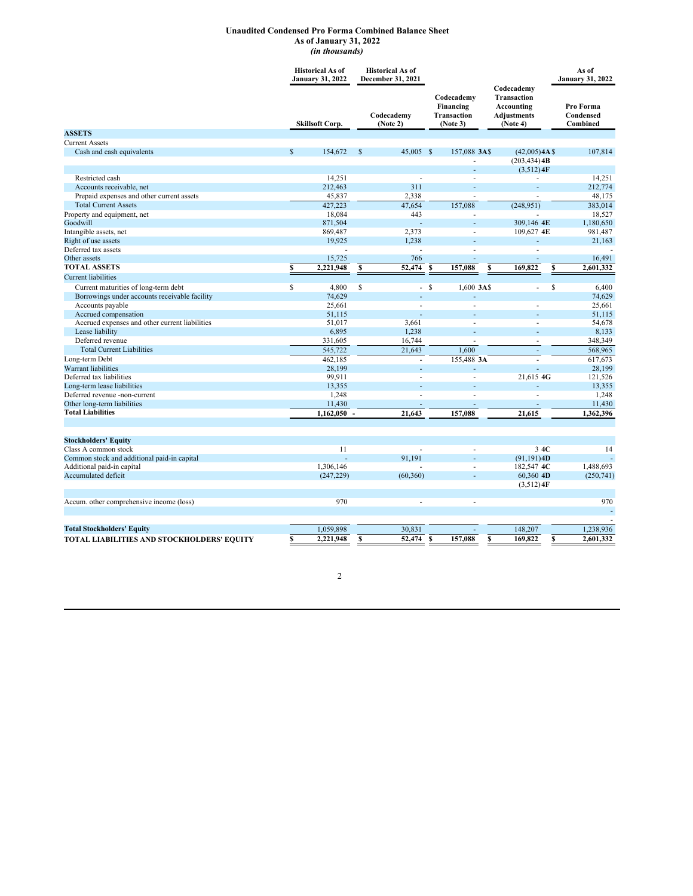# Unaudited Condensed Pro Forma Combined Balance Sheet
## As of January 31, 2022
*(in thousands)*

| | Historical As of January 31, 2022 | Historical As of December 31, 2021 | | | As of January 31, 2022 |
|---|---|---|---|---|---|
| | Skillsoft Corp. | Codecademy (Note 2) | Codecademy Financing Transaction (Note 3) | Codecademy Transaction Accounting Adjustments (Note 4) | Pro Forma Condensed Combined |
| **ASSETS** | | | | | |
| Current Assets | | | | | |
| Cash and cash equivalents | $ 154,672 | $ 45,005 | $ 157,088 **3A** | $ (42,005) **4A** | $ 107,814 |
| | | | - | (203,434) **4B** | |
| | | | - | (3,512) **4F** | |
| Restricted cash | 14,251 | - | - | - | 14,251 |
| Accounts receivable, net | 212,463 | 311 | - | - | 212,774 |
| Prepaid expenses and other current assets | 45,837 | 2,338 | - | - | 48,175 |
| Total Current Assets | 427,223 | 47,654 | 157,088 | (248,951) | 383,014 |
| Property and equipment, net | 18,084 | 443 | - | - | 18,527 |
| Goodwill | 871,504 | - | - | 309,146 **4E** | 1,180,650 |
| Intangible assets, net | 869,487 | 2,373 | - | 109,627 **4E** | 981,487 |
| Right of use assets | 19,925 | 1,238 | - | - | 21,163 |
| Deferred tax assets | - | - | - | - | - |
| Other assets | 15,725 | 766 | - | - | 16,491 |
| **TOTAL ASSETS** | **$ 2,221,948** | **$ 52,474** | **$ 157,088** | **$ 169,822** | **$ 2,601,332** |
| Current liabilities | | | | | |
| Current maturities of long-term debt | $ 4,800 | $ - | $ 1,600 **3A** | $ - | $ 6,400 |
| Borrowings under accounts receivable facility | 74,629 | - | - | | 74,629 |
| Accounts payable | 25,661 | - | - | - | 25,661 |
| Accrued compensation | 51,115 | - | - | - | 51,115 |
| Accrued expenses and other current liabilities | 51,017 | 3,661 | - | - | 54,678 |
| Lease liability | 6,895 | 1,238 | - | - | 8,133 |
| Deferred revenue | 331,605 | 16,744 | - | - | 348,349 |
| Total Current Liabilities | 545,722 | 21,643 | 1,600 | - | 568,965 |
| Long-term Debt | 462,185 | - | 155,488 **3A** | - | 617,673 |
| Warrant liabilities | 28,199 | - | - | - | 28,199 |
| Deferred tax liabilities | 99,911 | - | - | 21,615 **4G** | 121,526 |
| Long-term lease liabilities | 13,355 | - | - | - | 13,355 |
| Deferred revenue -non-current | 1,248 | - | - | - | 1,248 |
| Other long-term liabilities | 11,430 | - | - | - | 11,430 |
| **Total Liabilities** | **1,162,050** - | **21,643** | **157,088** | **21,615** | **1,362,396** |
| | | | | | |
| **Stockholders' Equity** | | | | | |
| Class A common stock | 11 | - | - | 3 **4C** | 14 |
| Common stock and additional paid-in capital | - | 91,191 | - | (91,191) **4D** | - |
| Additional paid-in capital | 1,306,146 | - | - | 182,547 **4C** | 1,488,693 |
| Accumulated deficit | (247,229) | (60,360) | - | 60,360 **4D** | (250,741) |
| | | | | (3,512) **4F** | |
| Accum. other comprehensive income (loss) | 970 | - | - | | 970 |
| | | | | | - |
| | | | | | - |
| **Total Stockholders' Equity** | 1,059,898 | 30,831 | - | 148,207 | 1,238,936 |
| **TOTAL LIABILITIES AND STOCKHOLDERS' EQUITY** | **$ 2,221,948** | **$ 52,474** | **$ 157,088** | **$ 169,822** | **$ 2,601,332** |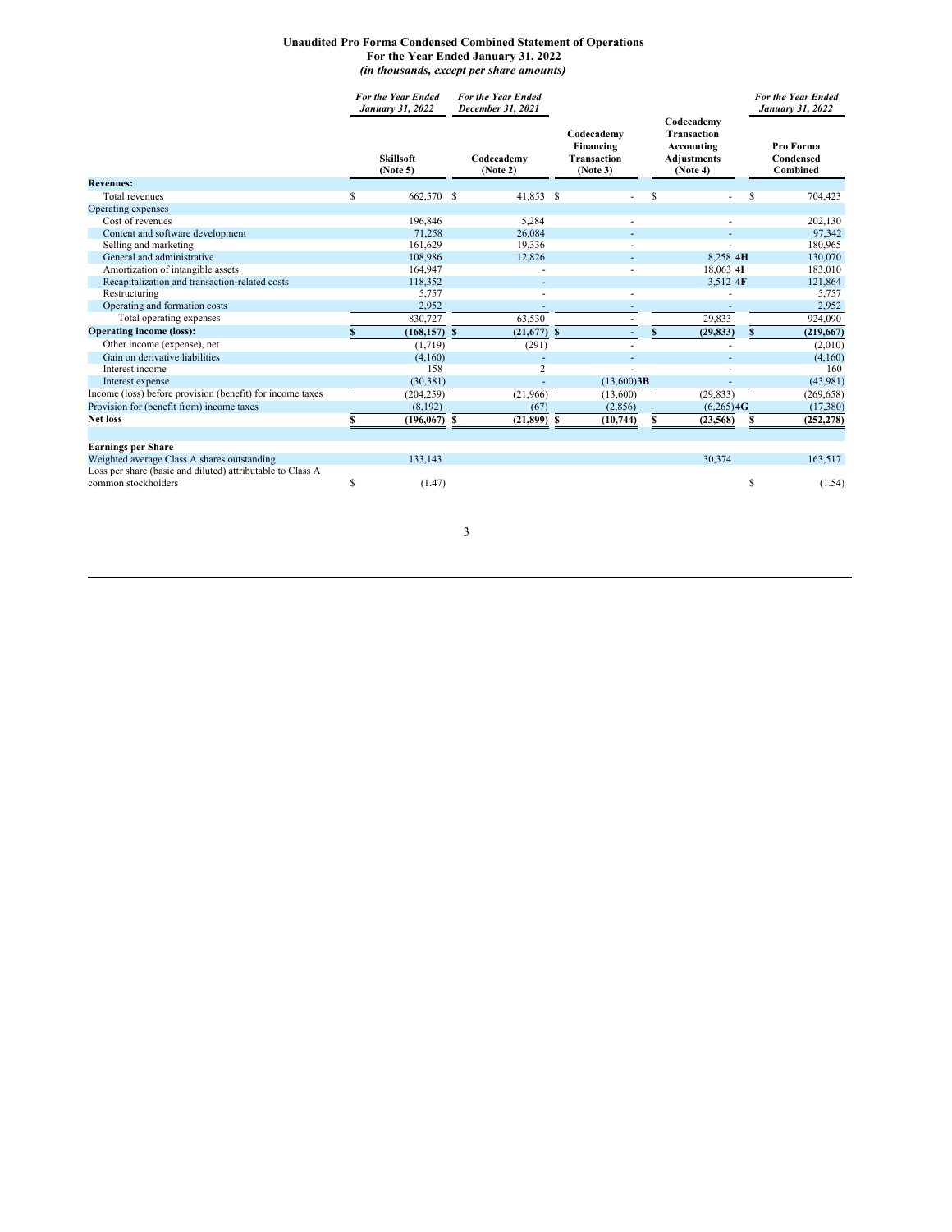**Unaudited Pro Forma Condensed Combined Statement of Operations**
**For the Year Ended January 31, 2022**
***(in thousands, except per share amounts)***

| | *For the Year Ended January 31, 2022* | *For the Year Ended December 31, 2021* | | | *For the Year Ended January 31, 2022* |
|---|---|---|---|---|---|
| | **Skillsoft (Note 5)** | **Codecademy (Note 2)** | **Codecademy Financing Transaction (Note 3)** | **Codecademy Transaction Accounting Adjustments (Note 4)** | **Pro Forma Condensed Combined** |
| **Revenues:** | | | | | |
| Total revenues | $ 662,570 | $ 41,853 | $ - | $ - | $ 704,423 |
| Operating expenses | | | | | |
| Cost of revenues | 196,846 | 5,284 | - | - | 202,130 |
| Content and software development | 71,258 | 26,084 | - | - | 97,342 |
| Selling and marketing | 161,629 | 19,336 | - | - | 180,965 |
| General and administrative | 108,986 | 12,826 | - | 8,258 **4H** | 130,070 |
| Amortization of intangible assets | 164,947 | - | - | 18,063 **4I** | 183,010 |
| Recapitalization and transaction-related costs | 118,352 | - | | 3,512 **4F** | 121,864 |
| Restructuring | 5,757 | - | - | - | 5,757 |
| Operating and formation costs | 2,952 | - | - | - | 2,952 |
| Total operating expenses | 830,727 | 63,530 | - | 29,833 | 924,090 |
| **Operating income (loss):** | **$ (168,157)** | **$ (21,677)** | **$ -** | **$ (29,833)** | **$ (219,667)** |
| Other income (expense), net | (1,719) | (291) | - | - | (2,010) |
| Gain on derivative liabilities | (4,160) | - | - | - | (4,160) |
| Interest income | 158 | 2 | - | - | 160 |
| Interest expense | (30,381) | - | (13,600) **3B** | - | (43,981) |
| Income (loss) before provision (benefit) for income taxes | (204,259) | (21,966) | (13,600) | (29,833) | (269,658) |
| Provision for (benefit from) income taxes | (8,192) | (67) | (2,856) | (6,265) **4G** | (17,380) |
| **Net loss** | **$ (196,067)** | **$ (21,899)** | **$ (10,744)** | **$ (23,568)** | **$ (252,278)** |
| | | | | | |
| **Earnings per Share** | | | | | |
| Weighted average Class A shares outstanding | 133,143 | | | 30,374 | 163,517 |
| Loss per share (basic and diluted) attributable to Class A common stockholders | $ (1.47) | | | | $ (1.54) |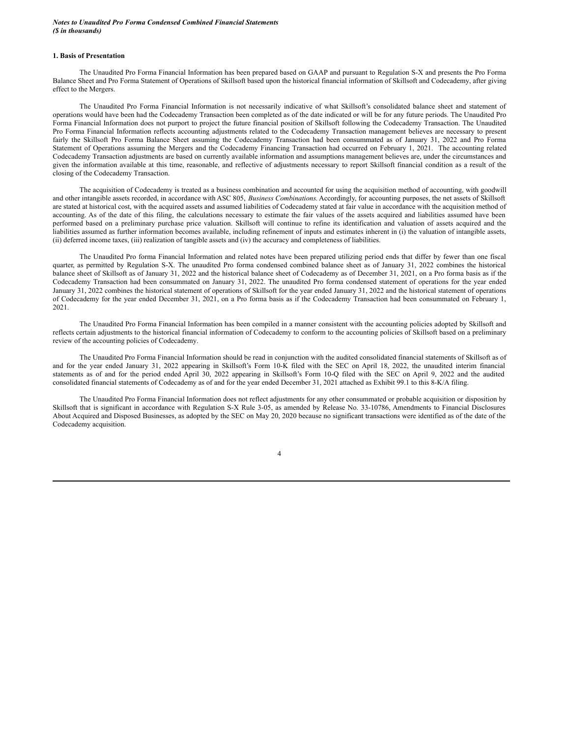***Notes to Unaudited Pro Forma Condensed Combined Financial Statements***
***($ in thousands)***

**1. Basis of Presentation**

The Unaudited Pro Forma Financial Information has been prepared based on GAAP and pursuant to Regulation S-X and presents the Pro Forma Balance Sheet and Pro Forma Statement of Operations of Skillsoft based upon the historical financial information of Skillsoft and Codecademy, after giving effect to the Mergers.

The Unaudited Pro Forma Financial Information is not necessarily indicative of what Skillsoft's consolidated balance sheet and statement of operations would have been had the Codecademy Transaction been completed as of the date indicated or will be for any future periods. The Unaudited Pro Forma Financial Information does not purport to project the future financial position of Skillsoft following the Codecademy Transaction. The Unaudited Pro Forma Financial Information reflects accounting adjustments related to the Codecademy Transaction management believes are necessary to present fairly the Skillsoft Pro Forma Balance Sheet assuming the Codecademy Transaction had been consummated as of January 31, 2022 and Pro Forma Statement of Operations assuming the Mergers and the Codecademy Financing Transaction had occurred on February 1, 2021. The accounting related Codecademy Transaction adjustments are based on currently available information and assumptions management believes are, under the circumstances and given the information available at this time, reasonable, and reflective of adjustments necessary to report Skillsoft financial condition as a result of the closing of the Codecademy Transaction.

The acquisition of Codecademy is treated as a business combination and accounted for using the acquisition method of accounting, with goodwill and other intangible assets recorded, in accordance with ASC 805, *Business Combinations.* Accordingly, for accounting purposes, the net assets of Skillsoft are stated at historical cost, with the acquired assets and assumed liabilities of Codecademy stated at fair value in accordance with the acquisition method of accounting. As of the date of this filing, the calculations necessary to estimate the fair values of the assets acquired and liabilities assumed have been performed based on a preliminary purchase price valuation. Skillsoft will continue to refine its identification and valuation of assets acquired and the liabilities assumed as further information becomes available, including refinement of inputs and estimates inherent in (i) the valuation of intangible assets, (ii) deferred income taxes, (iii) realization of tangible assets and (iv) the accuracy and completeness of liabilities.

The Unaudited Pro forma Financial Information and related notes have been prepared utilizing period ends that differ by fewer than one fiscal quarter, as permitted by Regulation S-X. The unaudited Pro forma condensed combined balance sheet as of January 31, 2022 combines the historical balance sheet of Skillsoft as of January 31, 2022 and the historical balance sheet of Codecademy as of December 31, 2021, on a Pro forma basis as if the Codecademy Transaction had been consummated on January 31, 2022. The unaudited Pro forma condensed statement of operations for the year ended January 31, 2022 combines the historical statement of operations of Skillsoft for the year ended January 31, 2022 and the historical statement of operations of Codecademy for the year ended December 31, 2021, on a Pro forma basis as if the Codecademy Transaction had been consummated on February 1, 2021.

The Unaudited Pro Forma Financial Information has been compiled in a manner consistent with the accounting policies adopted by Skillsoft and reflects certain adjustments to the historical financial information of Codecademy to conform to the accounting policies of Skillsoft based on a preliminary review of the accounting policies of Codecademy.

The Unaudited Pro Forma Financial Information should be read in conjunction with the audited consolidated financial statements of Skillsoft as of and for the year ended January 31, 2022 appearing in Skillsoft's Form 10-K filed with the SEC on April 18, 2022, the unaudited interim financial statements as of and for the period ended April 30, 2022 appearing in Skillsoft's Form 10-Q filed with the SEC on April 9, 2022 and the audited consolidated financial statements of Codecademy as of and for the year ended December 31, 2021 attached as Exhibit 99.1 to this 8-K/A filing.

The Unaudited Pro Forma Financial Information does not reflect adjustments for any other consummated or probable acquisition or disposition by Skillsoft that is significant in accordance with Regulation S-X Rule 3-05, as amended by Release No. 33-10786, Amendments to Financial Disclosures About Acquired and Disposed Businesses, as adopted by the SEC on May 20, 2020 because no significant transactions were identified as of the date of the Codecademy acquisition.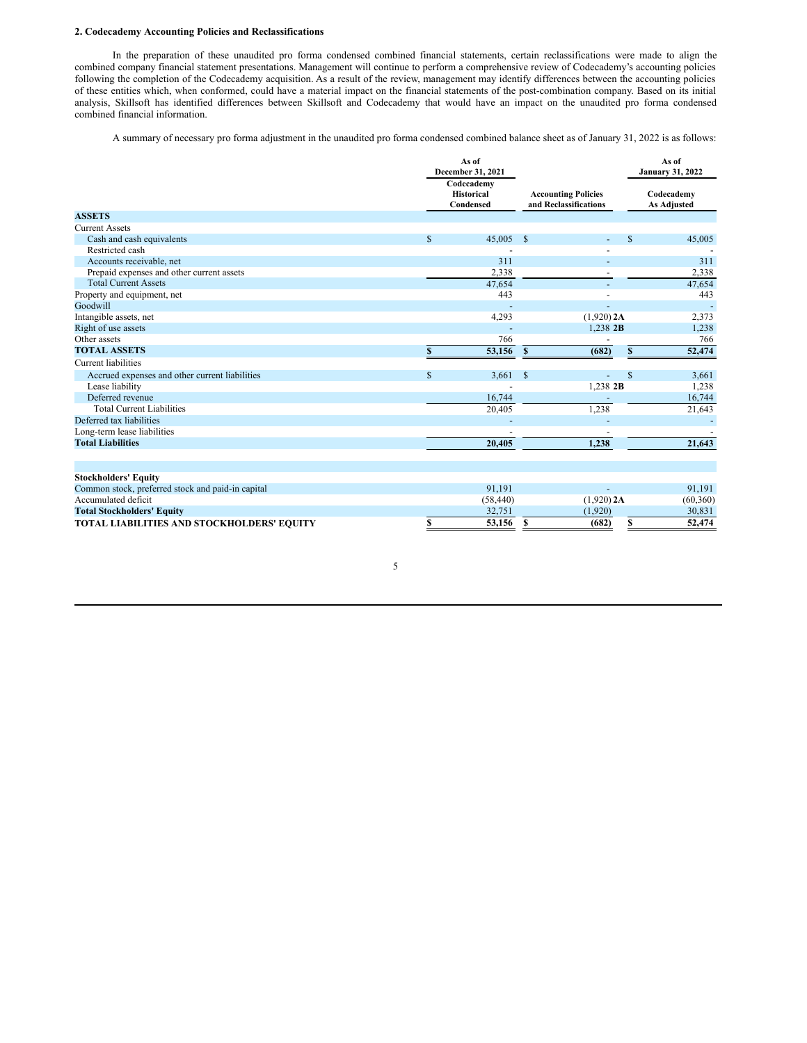**2. Codecademy Accounting Policies and Reclassifications**

In the preparation of these unaudited pro forma condensed combined financial statements, certain reclassifications were made to align the combined company financial statement presentations. Management will continue to perform a comprehensive review of Codecademy's accounting policies following the completion of the Codecademy acquisition. As a result of the review, management may identify differences between the accounting policies of these entities which, when conformed, could have a material impact on the financial statements of the post-combination company. Based on its initial analysis, Skillsoft has identified differences between Skillsoft and Codecademy that would have an impact on the unaudited pro forma condensed combined financial information.

A summary of necessary pro forma adjustment in the unaudited pro forma condensed combined balance sheet as of January 31, 2022 is as follows:

| | As of December 31, 2021 | | As of January 31, 2022 |
|---|---|---|---|
| | Codecademy Historical Condensed | Accounting Policies and Reclassifications | Codecademy As Adjusted |
| **ASSETS** | | | |
| Current Assets | | | |
| Cash and cash equivalents | $ 45,005 | $ - | $ 45,005 |
| Restricted cash | - | - | - |
| Accounts receivable, net | 311 | - | 311 |
| Prepaid expenses and other current assets | 2,338 | - | 2,338 |
| Total Current Assets | 47,654 | - | 47,654 |
| Property and equipment, net | 443 | - | 443 |
| Goodwill | - | - | - |
| Intangible assets, net | 4,293 | (1,920) **2A** | 2,373 |
| Right of use assets | - | 1,238 **2B** | 1,238 |
| Other assets | 766 | - | 766 |
| **TOTAL ASSETS** | **$ 53,156** | **$ (682)** | **$ 52,474** |
| Current liabilities | | | |
| Accrued expenses and other current liabilities | $ 3,661 | $ - | $ 3,661 |
| Lease liability | - | 1,238 **2B** | 1,238 |
| Deferred revenue | 16,744 | - | 16,744 |
| Total Current Liabilities | 20,405 | 1,238 | 21,643 |
| Deferred tax liabilities | - | - | - |
| Long-term lease liabilities | - | - | - |
| **Total Liabilities** | **20,405** | **1,238** | **21,643** |
| | | | |
| **Stockholders' Equity** | | | |
| Common stock, preferred stock and paid-in capital | 91,191 | - | 91,191 |
| Accumulated deficit | (58,440) | (1,920) **2A** | (60,360) |
| **Total Stockholders' Equity** | 32,751 | (1,920) | 30,831 |
| **TOTAL LIABILITIES AND STOCKHOLDERS' EQUITY** | **$ 53,156** | **$ (682)** | **$ 52,474** |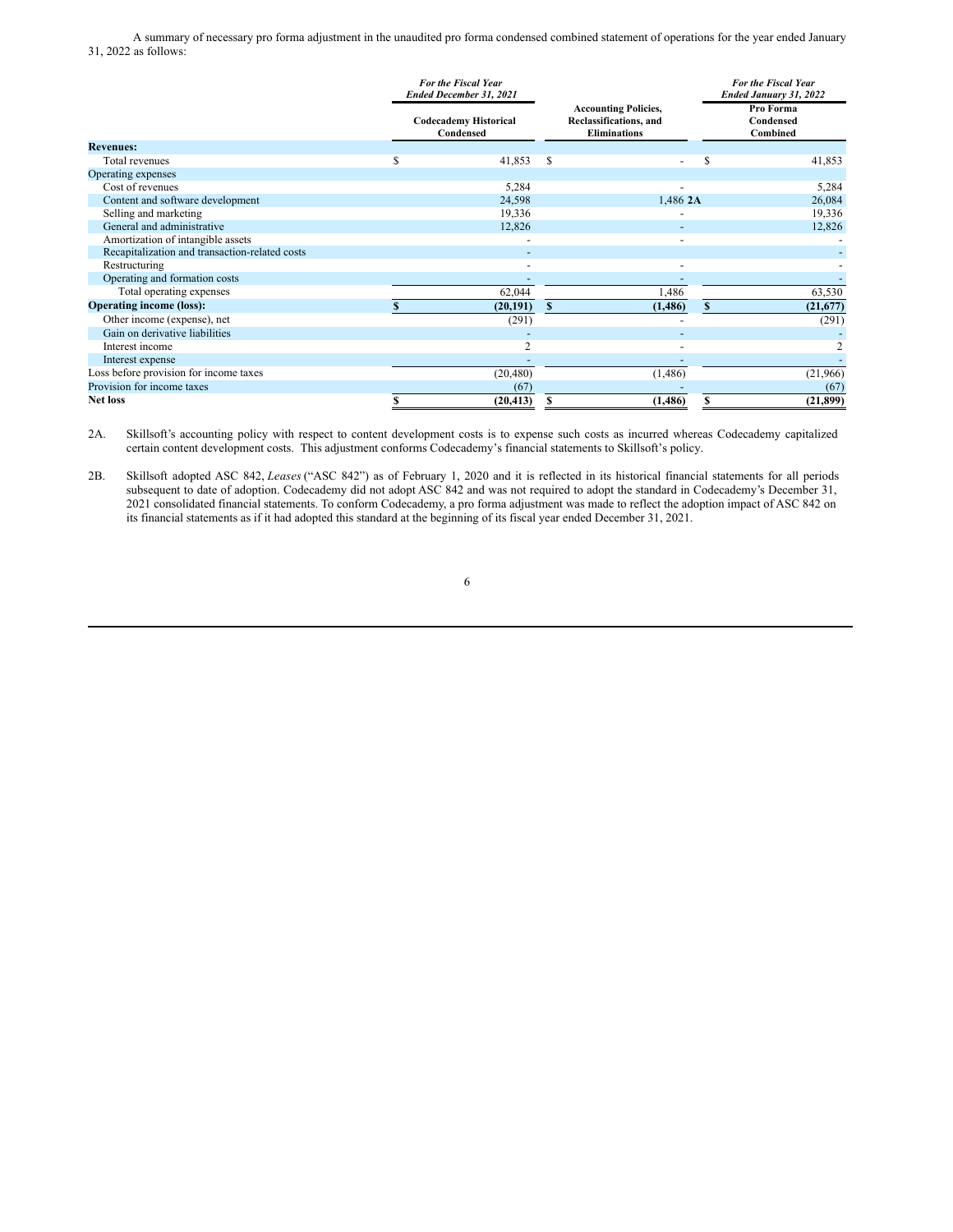A summary of necessary pro forma adjustment in the unaudited pro forma condensed combined statement of operations for the year ended January 31, 2022 as follows:

| | *For the Fiscal Year Ended December 31, 2021* | | *For the Fiscal Year Ended January 31, 2022* |
|---|---|---|---|
| | **Codecademy Historical Condensed** | **Accounting Policies, Reclassifications, and Eliminations** | **Pro Forma Condensed Combined** |
| **Revenues:** | | | |
| Total revenues | $ 41,853 | $ - | $ 41,853 |
| Operating expenses | | | |
| Cost of revenues | 5,284 | - | 5,284 |
| Content and software development | 24,598 | 1,486 **2A** | 26,084 |
| Selling and marketing | 19,336 | - | 19,336 |
| General and administrative | 12,826 | - | 12,826 |
| Amortization of intangible assets | - | - | - |
| Recapitalization and transaction-related costs | - | | - |
| Restructuring | - | - | - |
| Operating and formation costs | - | - | - |
| Total operating expenses | 62,044 | 1,486 | 63,530 |
| **Operating income (loss):** | **$ (20,191)** | **$ (1,486)** | **$ (21,677)** |
| Other income (expense), net | (291) | - | (291) |
| Gain on derivative liabilities | - | - | - |
| Interest income | 2 | - | 2 |
| Interest expense | - | - | - |
| Loss before provision for income taxes | (20,480) | (1,486) | (21,966) |
| Provision for income taxes | (67) | - | (67) |
| **Net loss** | **$ (20,413)** | **$ (1,486)** | **$ (21,899)** |

2A. Skillsoft's accounting policy with respect to content development costs is to expense such costs as incurred whereas Codecademy capitalized certain content development costs. This adjustment conforms Codecademy's financial statements to Skillsoft's policy.

2B. Skillsoft adopted ASC 842, *Leases* ("ASC 842") as of February 1, 2020 and it is reflected in its historical financial statements for all periods subsequent to date of adoption. Codecademy did not adopt ASC 842 and was not required to adopt the standard in Codecademy's December 31, 2021 consolidated financial statements. To conform Codecademy, a pro forma adjustment was made to reflect the adoption impact of ASC 842 on its financial statements as if it had adopted this standard at the beginning of its fiscal year ended December 31, 2021.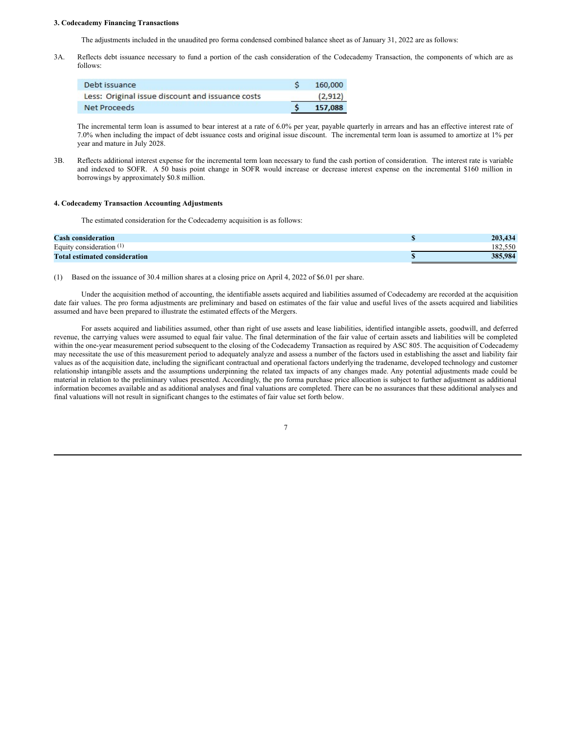### 3. Codecademy Financing Transactions

The adjustments included in the unaudited pro forma condensed combined balance sheet as of January 31, 2022 are as follows:

3A. Reflects debt issuance necessary to fund a portion of the cash consideration of the Codecademy Transaction, the components of which are as follows:

| | | |
|---|---|---|
| Debt issuance | $ | 160,000 |
| Less: Original issue discount and issuance costs | | (2,912) |
| **Net Proceeds** | **$** | **157,088** |

The incremental term loan is assumed to bear interest at a rate of 6.0% per year, payable quarterly in arrears and has an effective interest rate of 7.0% when including the impact of debt issuance costs and original issue discount. The incremental term loan is assumed to amortize at 1% per year and mature in July 2028.

3B. Reflects additional interest expense for the incremental term loan necessary to fund the cash portion of consideration. The interest rate is variable and indexed to SOFR. A 50 basis point change in SOFR would increase or decrease interest expense on the incremental $160 million in borrowings by approximately $0.8 million.

### 4. Codecademy Transaction Accounting Adjustments

The estimated consideration for the Codecademy acquisition is as follows:

| | | |
|---|---|---|
| **Cash consideration** | **$** | **203,434** |
| Equity consideration [1] | | 182,550 |
| **Total estimated consideration** | **$** | **385,984** |

(1) Based on the issuance of 30.4 million shares at a closing price on April 4, 2022 of $6.01 per share.

Under the acquisition method of accounting, the identifiable assets acquired and liabilities assumed of Codecademy are recorded at the acquisition date fair values. The pro forma adjustments are preliminary and based on estimates of the fair value and useful lives of the assets acquired and liabilities assumed and have been prepared to illustrate the estimated effects of the Mergers.

For assets acquired and liabilities assumed, other than right of use assets and lease liabilities, identified intangible assets, goodwill, and deferred revenue, the carrying values were assumed to equal fair value. The final determination of the fair value of certain assets and liabilities will be completed within the one-year measurement period subsequent to the closing of the Codecademy Transaction as required by ASC 805. The acquisition of Codecademy may necessitate the use of this measurement period to adequately analyze and assess a number of the factors used in establishing the asset and liability fair values as of the acquisition date, including the significant contractual and operational factors underlying the tradename, developed technology and customer relationship intangible assets and the assumptions underpinning the related tax impacts of any changes made. Any potential adjustments made could be material in relation to the preliminary values presented. Accordingly, the pro forma purchase price allocation is subject to further adjustment as additional information becomes available and as additional analyses and final valuations are completed. There can be no assurances that these additional analyses and final valuations will not result in significant changes to the estimates of fair value set forth below.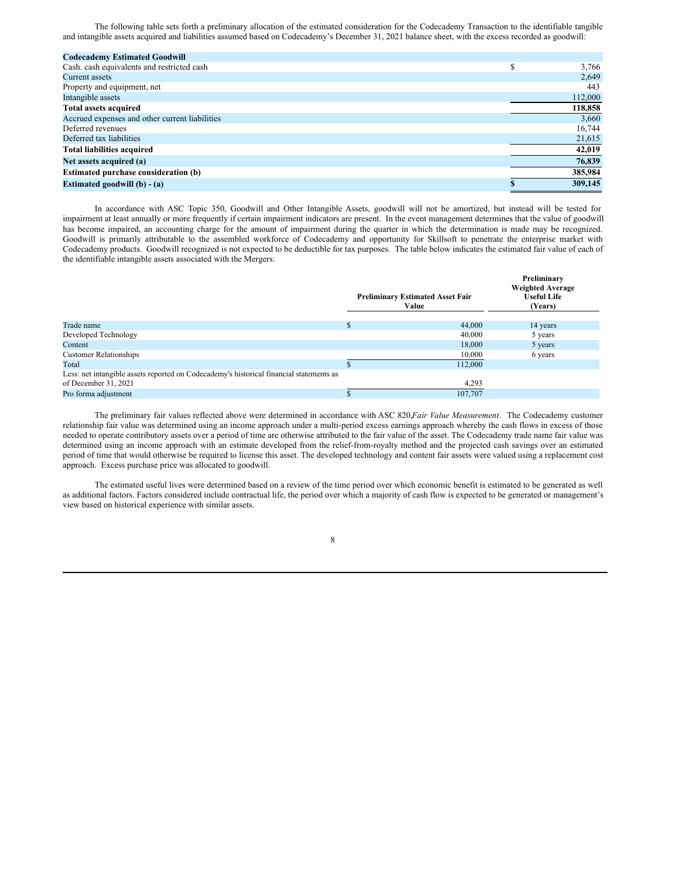The following table sets forth a preliminary allocation of the estimated consideration for the Codecademy Transaction to the identifiable tangible and intangible assets acquired and liabilities assumed based on Codecademy's December 31, 2021 balance sheet, with the excess recorded as goodwill:

| **Codecademy Estimated Goodwill** | |
|---|---|
| Cash. cash equivalents and restricted cash | $ 3,766 |
| Current assets | 2,649 |
| Property and equipment, net | 443 |
| Intangible assets | 112,000 |
| **Total assets acquired** | **118,858** |
| Accrued expenses and other current liabilities | 3,660 |
| Deferred revenues | 16,744 |
| Deferred tax liabilities | 21,615 |
| **Total liabilities acquired** | **42,019** |
| **Net assets acquired (a)** | **76,839** |
| **Estimated purchase consideration (b)** | **385,984** |
| **Estimated goodwill (b) - (a)** | **$ 309,145** |

In accordance with ASC Topic 350, Goodwill and Other Intangible Assets, goodwill will not be amortized, but instead will be tested for impairment at least annually or more frequently if certain impairment indicators are present. In the event management determines that the value of goodwill has become impaired, an accounting charge for the amount of impairment during the quarter in which the determination is made may be recognized. Goodwill is primarily attributable to the assembled workforce of Codecademy and opportunity for Skillsoft to penetrate the enterprise market with Codecademy products. Goodwill recognized is not expected to be deductible for tax purposes. The table below indicates the estimated fair value of each of the identifiable intangible assets associated with the Mergers:

| | Preliminary Estimated Asset Fair Value | Preliminary Weighted Average Useful Life (Years) |
|---|---|---|
| Trade name | $ 44,000 | 14 years |
| Developed Technology | 40,000 | 5 years |
| Content | 18,000 | 5 years |
| Customer Relationships | 10,000 | 6 years |
| Total | $ 112,000 | |
| Less: net intangible assets reported on Codecademy's historical financial statements as of December 31, 2021 | 4,293 | |
| Pro forma adjustment | $ 107,707 | |

The preliminary fair values reflected above were determined in accordance with ASC 820,*Fair Value Measurement*. The Codecademy customer relationship fair value was determined using an income approach under a multi-period excess earnings approach whereby the cash flows in excess of those needed to operate contributory assets over a period of time are otherwise attributed to the fair value of the asset. The Codecademy trade name fair value was determined using an income approach with an estimate developed from the relief-from-royalty method and the projected cash savings over an estimated period of time that would otherwise be required to license this asset. The developed technology and content fair assets were valued using a replacement cost approach. Excess purchase price was allocated to goodwill.

The estimated useful lives were determined based on a review of the time period over which economic benefit is estimated to be generated as well as additional factors. Factors considered include contractual life, the period over which a majority of cash flow is expected to be generated or management's view based on historical experience with similar assets.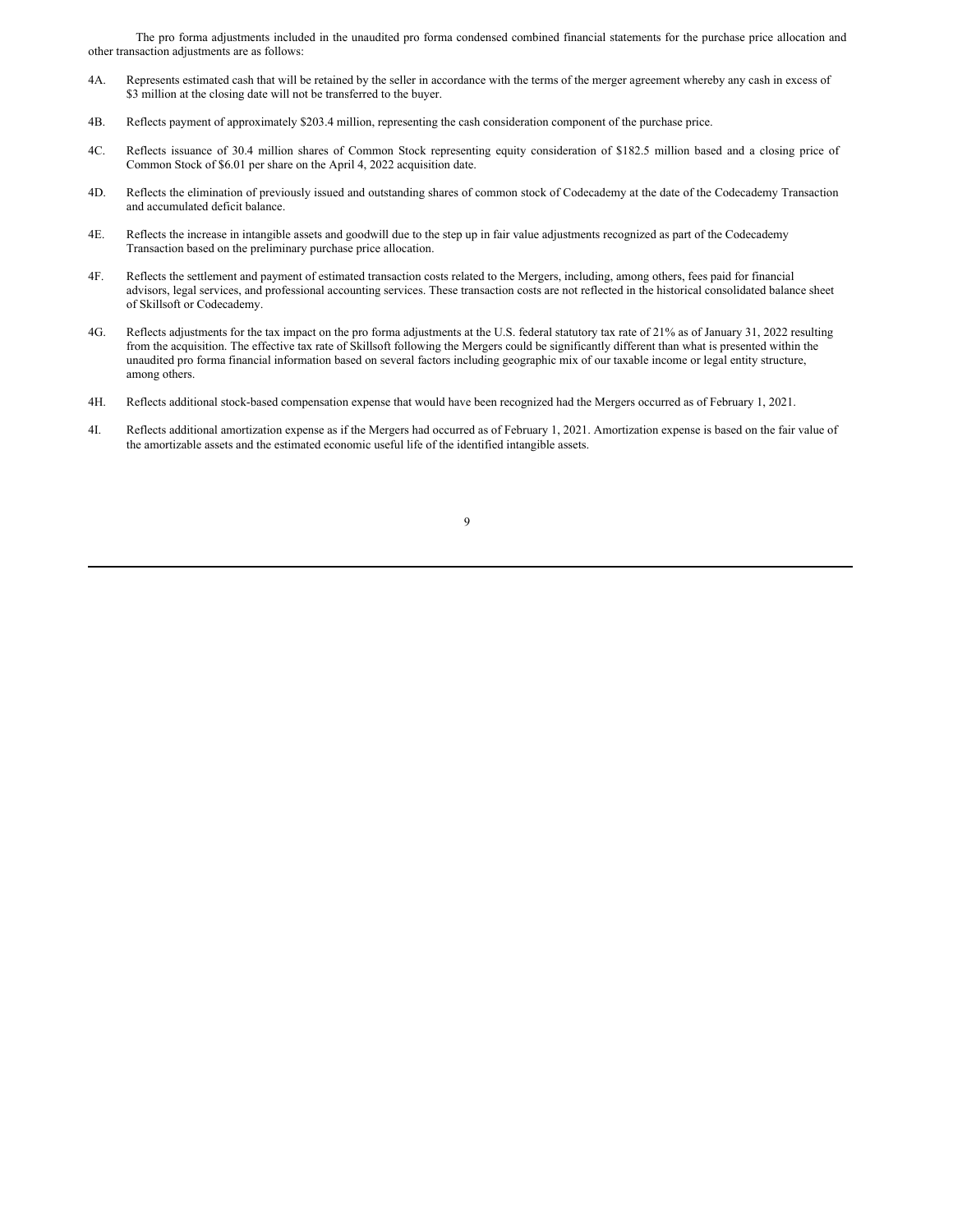The pro forma adjustments included in the unaudited pro forma condensed combined financial statements for the purchase price allocation and other transaction adjustments are as follows:

4A. Represents estimated cash that will be retained by the seller in accordance with the terms of the merger agreement whereby any cash in excess of $3 million at the closing date will not be transferred to the buyer.

4B. Reflects payment of approximately $203.4 million, representing the cash consideration component of the purchase price.

4C. Reflects issuance of 30.4 million shares of Common Stock representing equity consideration of $182.5 million based and a closing price of Common Stock of $6.01 per share on the April 4, 2022 acquisition date.

4D. Reflects the elimination of previously issued and outstanding shares of common stock of Codecademy at the date of the Codecademy Transaction and accumulated deficit balance.

4E. Reflects the increase in intangible assets and goodwill due to the step up in fair value adjustments recognized as part of the Codecademy Transaction based on the preliminary purchase price allocation.

4F. Reflects the settlement and payment of estimated transaction costs related to the Mergers, including, among others, fees paid for financial advisors, legal services, and professional accounting services. These transaction costs are not reflected in the historical consolidated balance sheet of Skillsoft or Codecademy.

4G. Reflects adjustments for the tax impact on the pro forma adjustments at the U.S. federal statutory tax rate of 21% as of January 31, 2022 resulting from the acquisition. The effective tax rate of Skillsoft following the Mergers could be significantly different than what is presented within the unaudited pro forma financial information based on several factors including geographic mix of our taxable income or legal entity structure, among others.

4H. Reflects additional stock-based compensation expense that would have been recognized had the Mergers occurred as of February 1, 2021.

4I. Reflects additional amortization expense as if the Mergers had occurred as of February 1, 2021. Amortization expense is based on the fair value of the amortizable assets and the estimated economic useful life of the identified intangible assets.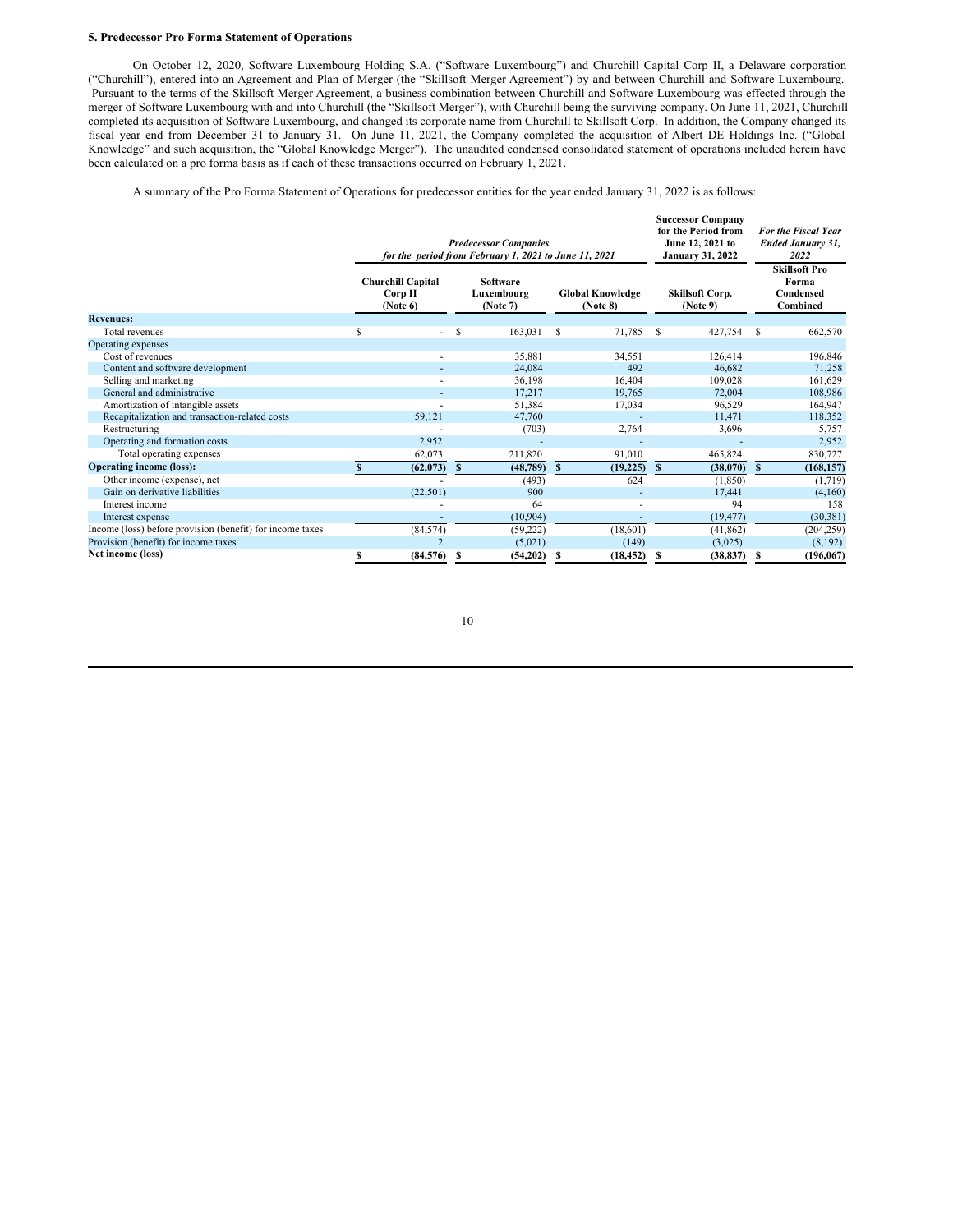**5. Predecessor Pro Forma Statement of Operations**

On October 12, 2020, Software Luxembourg Holding S.A. ("Software Luxembourg") and Churchill Capital Corp II, a Delaware corporation ("Churchill"), entered into an Agreement and Plan of Merger (the "Skillsoft Merger Agreement") by and between Churchill and Software Luxembourg. Pursuant to the terms of the Skillsoft Merger Agreement, a business combination between Churchill and Software Luxembourg was effected through the merger of Software Luxembourg with and into Churchill (the "Skillsoft Merger"), with Churchill being the surviving company. On June 11, 2021, Churchill completed its acquisition of Software Luxembourg, and changed its corporate name from Churchill to Skillsoft Corp. In addition, the Company changed its fiscal year end from December 31 to January 31. On June 11, 2021, the Company completed the acquisition of Albert DE Holdings Inc. ("Global Knowledge" and such acquisition, the "Global Knowledge Merger"). The unaudited condensed consolidated statement of operations included herein have been calculated on a pro forma basis as if each of these transactions occurred on February 1, 2021.

A summary of the Pro Forma Statement of Operations for predecessor entities for the year ended January 31, 2022 is as follows:

| | *Predecessor Companies for the period from February 1, 2021 to June 11, 2021* | | | Successor Company for the Period from June 12, 2021 to January 31, 2022 | *For the Fiscal Year Ended January 31, 2022* |
|---|---|---|---|---|---|
| | Churchill Capital Corp II (Note 6) | Software Luxembourg (Note 7) | Global Knowledge (Note 8) | Skillsoft Corp. (Note 9) | Skillsoft Pro Forma Condensed Combined |
| **Revenues:** | | | | | |
| Total revenues | $ - | $ 163,031 | $ 71,785 | $ 427,754 | $ 662,570 |
| Operating expenses | | | | | |
| Cost of revenues | - | 35,881 | 34,551 | 126,414 | 196,846 |
| Content and software development | - | 24,084 | 492 | 46,682 | 71,258 |
| Selling and marketing | - | 36,198 | 16,404 | 109,028 | 161,629 |
| General and administrative | - | 17,217 | 19,765 | 72,004 | 108,986 |
| Amortization of intangible assets | - | 51,384 | 17,034 | 96,529 | 164,947 |
| Recapitalization and transaction-related costs | 59,121 | 47,760 | - | 11,471 | 118,352 |
| Restructuring | - | (703) | 2,764 | 3,696 | 5,757 |
| Operating and formation costs | 2,952 | - | - | - | 2,952 |
| Total operating expenses | 62,073 | 211,820 | 91,010 | 465,824 | 830,727 |
| **Operating income (loss):** | **$ (62,073)** | **$ (48,789)** | **$ (19,225)** | **$ (38,070)** | **$ (168,157)** |
| Other income (expense), net | - | (493) | 624 | (1,850) | (1,719) |
| Gain on derivative liabilities | (22,501) | 900 | - | 17,441 | (4,160) |
| Interest income | - | 64 | - | 94 | 158 |
| Interest expense | - | (10,904) | - | (19,477) | (30,381) |
| Income (loss) before provision (benefit) for income taxes | (84,574) | (59,222) | (18,601) | (41,862) | (204,259) |
| Provision (benefit) for income taxes | 2 | (5,021) | (149) | (3,025) | (8,192) |
| **Net income (loss)** | **$ (84,576)** | **$ (54,202)** | **$ (18,452)** | **$ (38,837)** | **$ (196,067)** |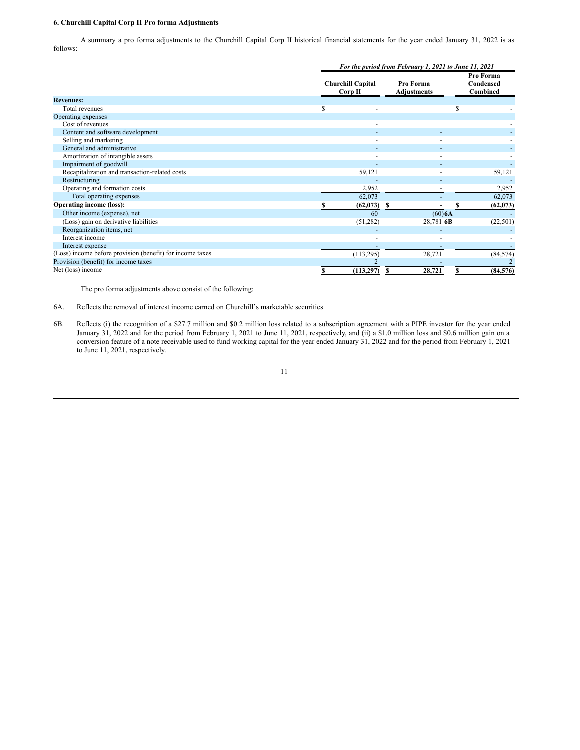**6. Churchill Capital Corp II Pro forma Adjustments**

A summary a pro forma adjustments to the Churchill Capital Corp II historical financial statements for the year ended January 31, 2022 is as follows:

| | *For the period from February 1, 2021 to June 11, 2021* | | |
|---|---|---|---|
| | **Churchill Capital Corp II** | **Pro Forma Adjustments** | **Pro Forma Condensed Combined** |
| **Revenues:** | | | |
| Total revenues | $ - | | $ - |
| Operating expenses | | | |
| Cost of revenues | - | | - |
| Content and software development | - | - | - |
| Selling and marketing | - | - | - |
| General and administrative | - | - | - |
| Amortization of intangible assets | - | - | - |
| Impairment of goodwill | - | - | - |
| Recapitalization and transaction-related costs | 59,121 | - | 59,121 |
| Restructuring | - | - | - |
| Operating and formation costs | 2,952 | - | 2,952 |
| Total operating expenses | 62,073 | - | 62,073 |
| **Operating income (loss):** | **$ (62,073)** | **$ -** | **$ (62,073)** |
| Other income (expense), net | 60 | (60) **6A** | - |
| (Loss) gain on derivative liabilities | (51,282) | 28,781 **6B** | (22,501) |
| Reorganization items, net | - | - | - |
| Interest income | - | - | - |
| Interest expense | - | - | - |
| (Loss) income before provision (benefit) for income taxes | (113,295) | 28,721 | (84,574) |
| Provision (benefit) for income taxes | 2 | - | 2 |
| Net (loss) income | **$ (113,297)** | **$ 28,721** | **$ (84,576)** |

The pro forma adjustments above consist of the following:

6A. Reflects the removal of interest income earned on Churchill's marketable securities

6B. Reflects (i) the recognition of a $27.7 million and $0.2 million loss related to a subscription agreement with a PIPE investor for the year ended January 31, 2022 and for the period from February 1, 2021 to June 11, 2021, respectively, and (ii) a $1.0 million loss and $0.6 million gain on a conversion feature of a note receivable used to fund working capital for the year ended January 31, 2022 and for the period from February 1, 2021 to June 11, 2021, respectively.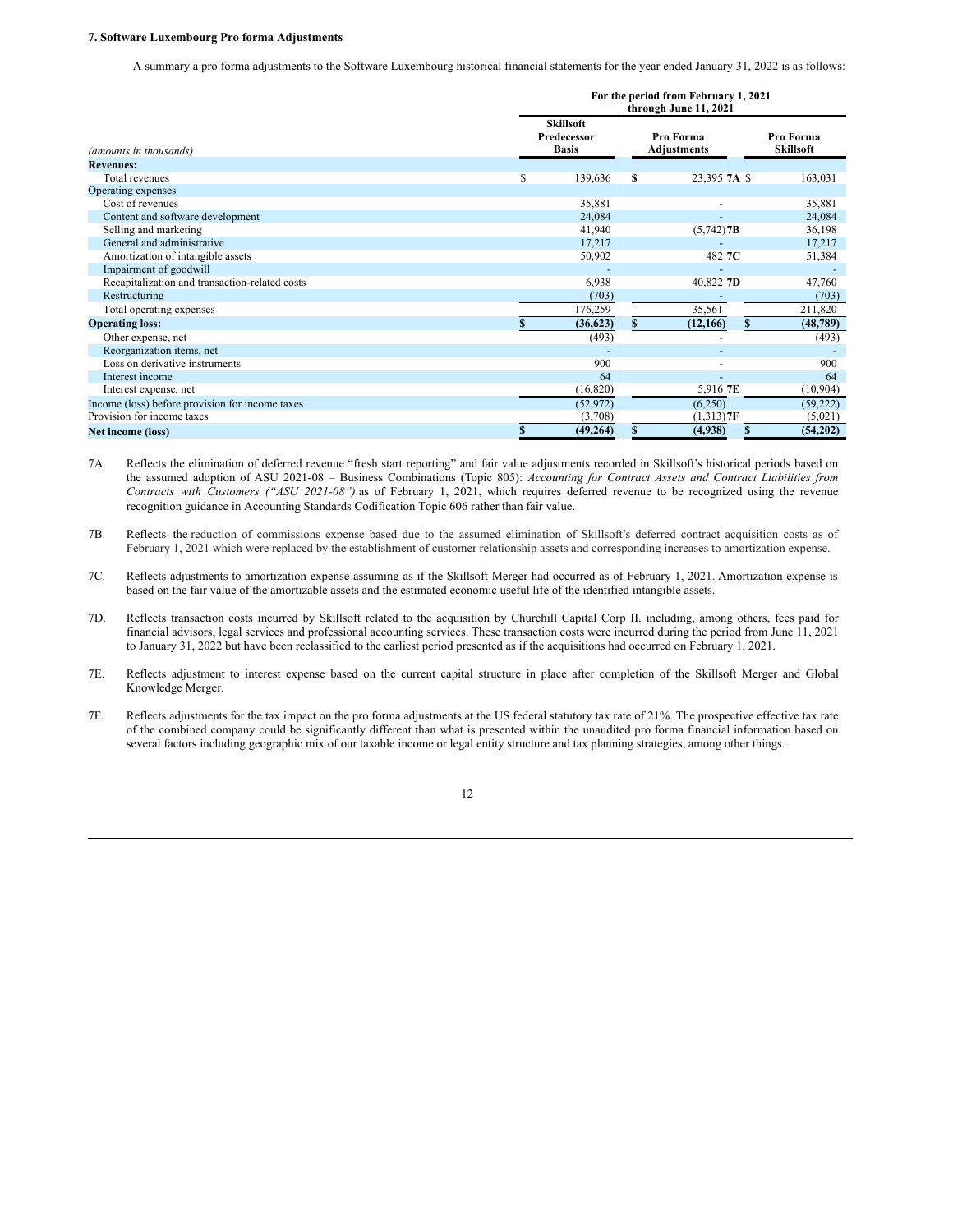**7. Software Luxembourg Pro forma Adjustments**

A summary a pro forma adjustments to the Software Luxembourg historical financial statements for the year ended January 31, 2022 is as follows:

| | For the period from February 1, 2021 through June 11, 2021 | | |
|---|---|---|---|
| *(amounts in thousands)* | Skillsoft Predecessor Basis | Pro Forma Adjustments | Pro Forma Skillsoft |
| **Revenues:** | | | |
| Total revenues | $ 139,636 | $ 23,395 **7A** | $ 163,031 |
| Operating expenses | | | |
| Cost of revenues | 35,881 | - | 35,881 |
| Content and software development | 24,084 | - | 24,084 |
| Selling and marketing | 41,940 | (5,742) **7B** | 36,198 |
| General and administrative | 17,217 | - | 17,217 |
| Amortization of intangible assets | 50,902 | 482 **7C** | 51,384 |
| Impairment of goodwill | - | - | - |
| Recapitalization and transaction-related costs | 6,938 | 40,822 **7D** | 47,760 |
| Restructuring | (703) | - | (703) |
| Total operating expenses | 176,259 | 35,561 | 211,820 |
| **Operating loss:** | **$ (36,623)** | **$ (12,166)** | **$ (48,789)** |
| Other expense, net | (493) | - | (493) |
| Reorganization items, net | - | - | - |
| Loss on derivative instruments | 900 | - | 900 |
| Interest income | 64 | - | 64 |
| Interest expense, net | (16,820) | 5,916 **7E** | (10,904) |
| Income (loss) before provision for income taxes | (52,972) | (6,250) | (59,222) |
| Provision for income taxes | (3,708) | (1,313) **7F** | (5,021) |
| **Net income (loss)** | **$ (49,264)** | **$ (4,938)** | **$ (54,202)** |

7A. Reflects the elimination of deferred revenue "fresh start reporting" and fair value adjustments recorded in Skillsoft's historical periods based on the assumed adoption of ASU 2021-08 – Business Combinations (Topic 805): *Accounting for Contract Assets and Contract Liabilities from Contracts with Customers ("ASU 2021-08")* as of February 1, 2021, which requires deferred revenue to be recognized using the revenue recognition guidance in Accounting Standards Codification Topic 606 rather than fair value.

7B. Reflects the reduction of commissions expense based due to the assumed elimination of Skillsoft's deferred contract acquisition costs as of February 1, 2021 which were replaced by the establishment of customer relationship assets and corresponding increases to amortization expense.

7C. Reflects adjustments to amortization expense assuming as if the Skillsoft Merger had occurred as of February 1, 2021. Amortization expense is based on the fair value of the amortizable assets and the estimated economic useful life of the identified intangible assets.

7D. Reflects transaction costs incurred by Skillsoft related to the acquisition by Churchill Capital Corp II. including, among others, fees paid for financial advisors, legal services and professional accounting services. These transaction costs were incurred during the period from June 11, 2021 to January 31, 2022 but have been reclassified to the earliest period presented as if the acquisitions had occurred on February 1, 2021.

7E. Reflects adjustment to interest expense based on the current capital structure in place after completion of the Skillsoft Merger and Global Knowledge Merger.

7F. Reflects adjustments for the tax impact on the pro forma adjustments at the US federal statutory tax rate of 21%. The prospective effective tax rate of the combined company could be significantly different than what is presented within the unaudited pro forma financial information based on several factors including geographic mix of our taxable income or legal entity structure and tax planning strategies, among other things.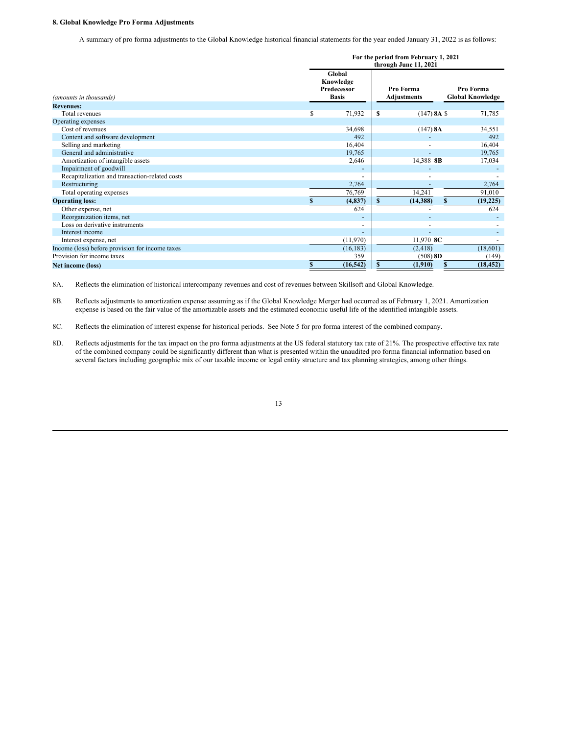**8. Global Knowledge Pro Forma Adjustments**

A summary of pro forma adjustments to the Global Knowledge historical financial statements for the year ended January 31, 2022 is as follows:

| *(amounts in thousands)* | For the period from February 1, 2021 through June 11, 2021 | | |
|---|---|---|---|
| | Global Knowledge Predecessor Basis | Pro Forma Adjustments | Pro Forma Global Knowledge |
| **Revenues:** | | | |
| Total revenues | $ 71,932 | $ (147) **8A** | $ 71,785 |
| Operating expenses | | | |
| Cost of revenues | 34,698 | (147) **8A** | 34,551 |
| Content and software development | 492 | - | 492 |
| Selling and marketing | 16,404 | - | 16,404 |
| General and administrative | 19,765 | - | 19,765 |
| Amortization of intangible assets | 2,646 | 14,388 **8B** | 17,034 |
| Impairment of goodwill | - | - | - |
| Recapitalization and transaction-related costs | - | - | - |
| Restructuring | 2,764 | - | 2,764 |
| Total operating expenses | 76,769 | 14,241 | 91,010 |
| **Operating loss:** | **$ (4,837)** | **$ (14,388)** | **$ (19,225)** |
| Other expense, net | 624 | - | 624 |
| Reorganization items, net | - | - | - |
| Loss on derivative instruments | - | - | - |
| Interest income | - | - | - |
| Interest expense, net | (11,970) | 11,970 **8C** | - |
| Income (loss) before provision for income taxes | (16,183) | (2,418) | (18,601) |
| Provision for income taxes | 359 | (508) **8D** | (149) |
| **Net income (loss)** | **$ (16,542)** | **$ (1,910)** | **$ (18,452)** |

8A. Reflects the elimination of historical intercompany revenues and cost of revenues between Skillsoft and Global Knowledge.

8B. Reflects adjustments to amortization expense assuming as if the Global Knowledge Merger had occurred as of February 1, 2021. Amortization expense is based on the fair value of the amortizable assets and the estimated economic useful life of the identified intangible assets.

8C. Reflects the elimination of interest expense for historical periods. See Note 5 for pro forma interest of the combined company.

8D. Reflects adjustments for the tax impact on the pro forma adjustments at the US federal statutory tax rate of 21%. The prospective effective tax rate of the combined company could be significantly different than what is presented within the unaudited pro forma financial information based on several factors including geographic mix of our taxable income or legal entity structure and tax planning strategies, among other things.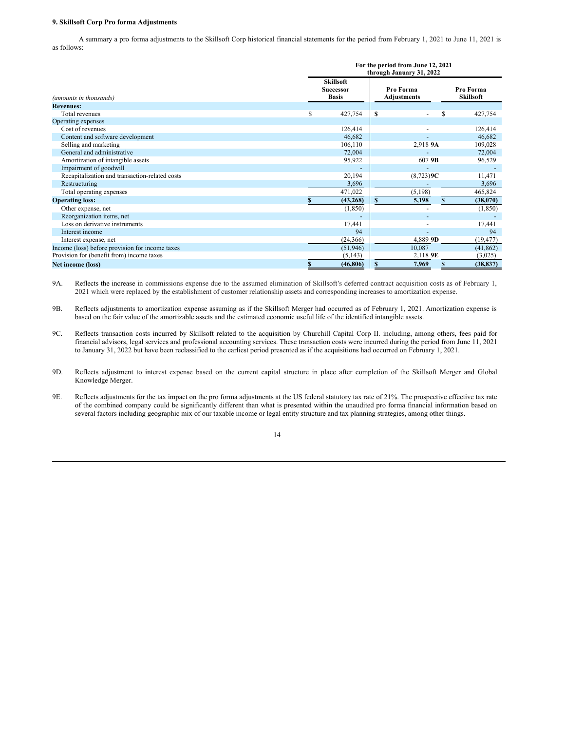**9. Skillsoft Corp Pro forma Adjustments**

A summary a pro forma adjustments to the Skillsoft Corp historical financial statements for the period from February 1, 2021 to June 11, 2021 is as follows:

| | For the period from June 12, 2021 through January 31, 2022 | | |
|---|---|---|---|
| *(amounts in thousands)* | Skillsoft Successor Basis | Pro Forma Adjustments | Pro Forma Skillsoft |
| **Revenues:** | | | |
| Total revenues | $ 427,754 | **$** - | $ 427,754 |
| Operating expenses | | | |
| Cost of revenues | 126,414 | - | 126,414 |
| Content and software development | 46,682 | - | 46,682 |
| Selling and marketing | 106,110 | 2,918 **9A** | 109,028 |
| General and administrative | 72,004 | - | 72,004 |
| Amortization of intangible assets | 95,922 | 607 **9B** | 96,529 |
| Impairment of goodwill | - | - | - |
| Recapitalization and transaction-related costs | 20,194 | (8,723) **9C** | 11,471 |
| Restructuring | 3,696 | - | 3,696 |
| Total operating expenses | 471,022 | (5,198) | 465,824 |
| **Operating loss:** | **$ (43,268)** | **$ 5,198** | **$ (38,070)** |
| Other expense, net | (1,850) | - | (1,850) |
| Reorganization items, net | - | - | - |
| Loss on derivative instruments | 17,441 | - | 17,441 |
| Interest income | 94 | - | 94 |
| Interest expense, net | (24,366) | 4,889 **9D** | (19,477) |
| Income (loss) before provision for income taxes | (51,946) | 10,087 | (41,862) |
| Provision for (benefit from) income taxes | (5,143) | 2,118 **9E** | (3,025) |
| **Net income (loss)** | **$ (46,806)** | **$ 7,969** | **$ (38,837)** |

9A. Reflects the increase in commissions expense due to the assumed elimination of Skillsoft's deferred contract acquisition costs as of February 1, 2021 which were replaced by the establishment of customer relationship assets and corresponding increases to amortization expense.

9B. Reflects adjustments to amortization expense assuming as if the Skillsoft Merger had occurred as of February 1, 2021. Amortization expense is based on the fair value of the amortizable assets and the estimated economic useful life of the identified intangible assets.

9C. Reflects transaction costs incurred by Skillsoft related to the acquisition by Churchill Capital Corp II. including, among others, fees paid for financial advisors, legal services and professional accounting services. These transaction costs were incurred during the period from June 11, 2021 to January 31, 2022 but have been reclassified to the earliest period presented as if the acquisitions had occurred on February 1, 2021.

9D. Reflects adjustment to interest expense based on the current capital structure in place after completion of the Skillsoft Merger and Global Knowledge Merger.

9E. Reflects adjustments for the tax impact on the pro forma adjustments at the US federal statutory tax rate of 21%. The prospective effective tax rate of the combined company could be significantly different than what is presented within the unaudited pro forma financial information based on several factors including geographic mix of our taxable income or legal entity structure and tax planning strategies, among other things.